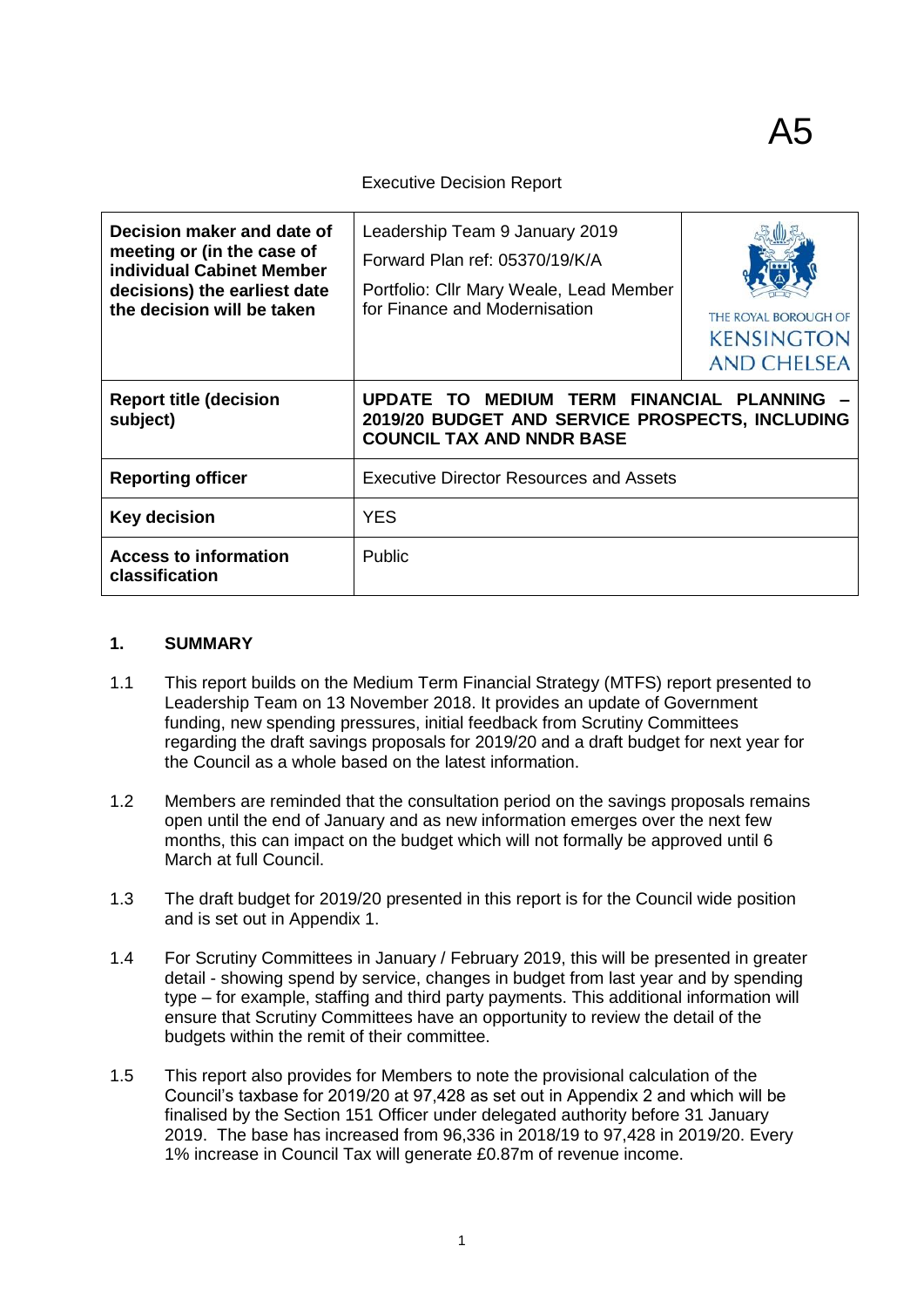A5

Executive Decision Report

| Decision maker and date of meeting or (in the case of individual Cabinet Member decisions) the earliest date the decision will be taken | Leadership Team 9 January 2019<br>Forward Plan ref: 05370/19/K/A<br>Portfolio: Cllr Mary Weale, Lead Member for Finance and Modernisation | THE ROYAL BOROUGH OF KENSINGTON AND CHELSEA |
|---|---|---|
| **Report title (decision subject)** | **UPDATE TO MEDIUM TERM FINANCIAL PLANNING – 2019/20 BUDGET AND SERVICE PROSPECTS, INCLUDING COUNCIL TAX AND NNDR BASE** | |
| **Reporting officer** | Executive Director Resources and Assets | |
| **Key decision** | YES | |
| **Access to information classification** | Public | |

## 1. SUMMARY

1.1 This report builds on the Medium Term Financial Strategy (MTFS) report presented to Leadership Team on 13 November 2018. It provides an update of Government funding, new spending pressures, initial feedback from Scrutiny Committees regarding the draft savings proposals for 2019/20 and a draft budget for next year for the Council as a whole based on the latest information.

1.2 Members are reminded that the consultation period on the savings proposals remains open until the end of January and as new information emerges over the next few months, this can impact on the budget which will not formally be approved until 6 March at full Council.

1.3 The draft budget for 2019/20 presented in this report is for the Council wide position and is set out in Appendix 1.

1.4 For Scrutiny Committees in January / February 2019, this will be presented in greater detail - showing spend by service, changes in budget from last year and by spending type – for example, staffing and third party payments. This additional information will ensure that Scrutiny Committees have an opportunity to review the detail of the budgets within the remit of their committee.

1.5 This report also provides for Members to note the provisional calculation of the Council's taxbase for 2019/20 at 97,428 as set out in Appendix 2 and which will be finalised by the Section 151 Officer under delegated authority before 31 January 2019. The base has increased from 96,336 in 2018/19 to 97,428 in 2019/20. Every 1% increase in Council Tax will generate £0.87m of revenue income.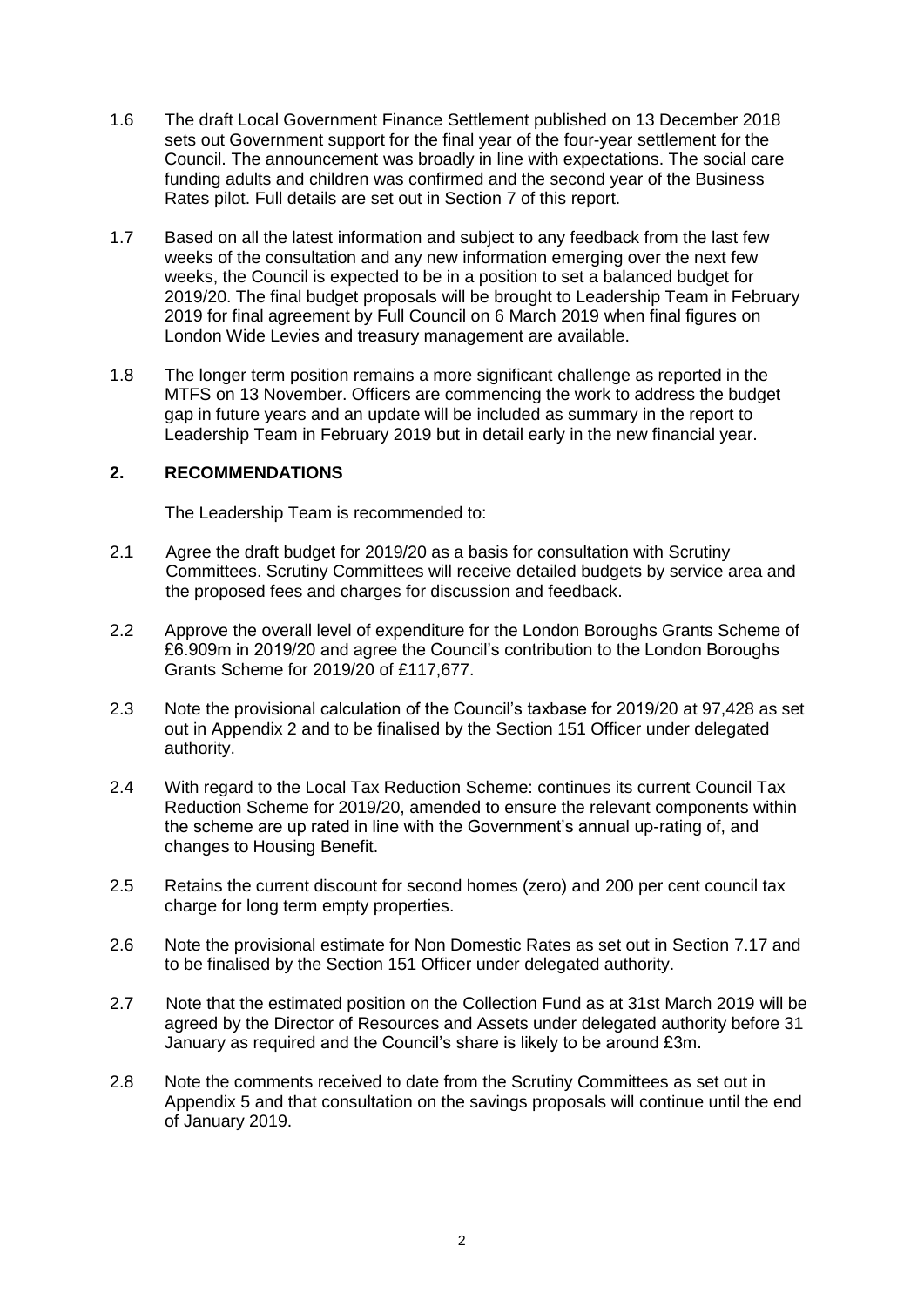1.6 The draft Local Government Finance Settlement published on 13 December 2018 sets out Government support for the final year of the four-year settlement for the Council. The announcement was broadly in line with expectations. The social care funding adults and children was confirmed and the second year of the Business Rates pilot. Full details are set out in Section 7 of this report.

1.7 Based on all the latest information and subject to any feedback from the last few weeks of the consultation and any new information emerging over the next few weeks, the Council is expected to be in a position to set a balanced budget for 2019/20. The final budget proposals will be brought to Leadership Team in February 2019 for final agreement by Full Council on 6 March 2019 when final figures on London Wide Levies and treasury management are available.

1.8 The longer term position remains a more significant challenge as reported in the MTFS on 13 November. Officers are commencing the work to address the budget gap in future years and an update will be included as summary in the report to Leadership Team in February 2019 but in detail early in the new financial year.

## 2. RECOMMENDATIONS

The Leadership Team is recommended to:

2.1 Agree the draft budget for 2019/20 as a basis for consultation with Scrutiny Committees. Scrutiny Committees will receive detailed budgets by service area and the proposed fees and charges for discussion and feedback.

2.2 Approve the overall level of expenditure for the London Boroughs Grants Scheme of £6.909m in 2019/20 and agree the Council's contribution to the London Boroughs Grants Scheme for 2019/20 of £117,677.

2.3 Note the provisional calculation of the Council's taxbase for 2019/20 at 97,428 as set out in Appendix 2 and to be finalised by the Section 151 Officer under delegated authority.

2.4 With regard to the Local Tax Reduction Scheme: continues its current Council Tax Reduction Scheme for 2019/20, amended to ensure the relevant components within the scheme are up rated in line with the Government's annual up-rating of, and changes to Housing Benefit.

2.5 Retains the current discount for second homes (zero) and 200 per cent council tax charge for long term empty properties.

2.6 Note the provisional estimate for Non Domestic Rates as set out in Section 7.17 and to be finalised by the Section 151 Officer under delegated authority.

2.7 Note that the estimated position on the Collection Fund as at 31st March 2019 will be agreed by the Director of Resources and Assets under delegated authority before 31 January as required and the Council's share is likely to be around £3m.

2.8 Note the comments received to date from the Scrutiny Committees as set out in Appendix 5 and that consultation on the savings proposals will continue until the end of January 2019.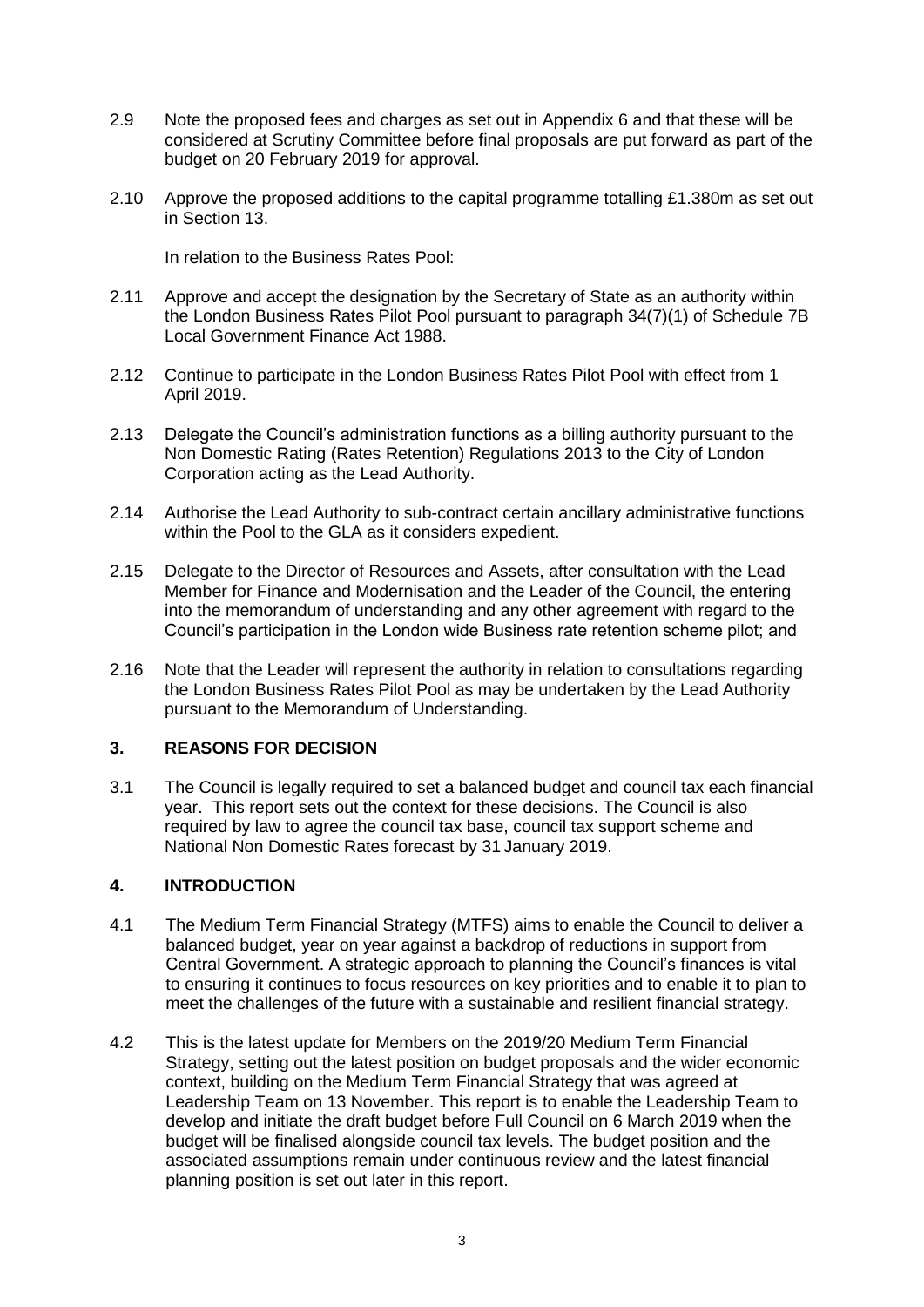2.9 Note the proposed fees and charges as set out in Appendix 6 and that these will be considered at Scrutiny Committee before final proposals are put forward as part of the budget on 20 February 2019 for approval.

2.10 Approve the proposed additions to the capital programme totalling £1.380m as set out in Section 13.

In relation to the Business Rates Pool:

2.11 Approve and accept the designation by the Secretary of State as an authority within the London Business Rates Pilot Pool pursuant to paragraph 34(7)(1) of Schedule 7B Local Government Finance Act 1988.

2.12 Continue to participate in the London Business Rates Pilot Pool with effect from 1 April 2019.

2.13 Delegate the Council's administration functions as a billing authority pursuant to the Non Domestic Rating (Rates Retention) Regulations 2013 to the City of London Corporation acting as the Lead Authority.

2.14 Authorise the Lead Authority to sub-contract certain ancillary administrative functions within the Pool to the GLA as it considers expedient.

2.15 Delegate to the Director of Resources and Assets, after consultation with the Lead Member for Finance and Modernisation and the Leader of the Council, the entering into the memorandum of understanding and any other agreement with regard to the Council's participation in the London wide Business rate retention scheme pilot; and

2.16 Note that the Leader will represent the authority in relation to consultations regarding the London Business Rates Pilot Pool as may be undertaken by the Lead Authority pursuant to the Memorandum of Understanding.

## 3. REASONS FOR DECISION

3.1 The Council is legally required to set a balanced budget and council tax each financial year. This report sets out the context for these decisions. The Council is also required by law to agree the council tax base, council tax support scheme and National Non Domestic Rates forecast by 31 January 2019.

## 4. INTRODUCTION

4.1 The Medium Term Financial Strategy (MTFS) aims to enable the Council to deliver a balanced budget, year on year against a backdrop of reductions in support from Central Government. A strategic approach to planning the Council's finances is vital to ensuring it continues to focus resources on key priorities and to enable it to plan to meet the challenges of the future with a sustainable and resilient financial strategy.

4.2 This is the latest update for Members on the 2019/20 Medium Term Financial Strategy, setting out the latest position on budget proposals and the wider economic context, building on the Medium Term Financial Strategy that was agreed at Leadership Team on 13 November. This report is to enable the Leadership Team to develop and initiate the draft budget before Full Council on 6 March 2019 when the budget will be finalised alongside council tax levels. The budget position and the associated assumptions remain under continuous review and the latest financial planning position is set out later in this report.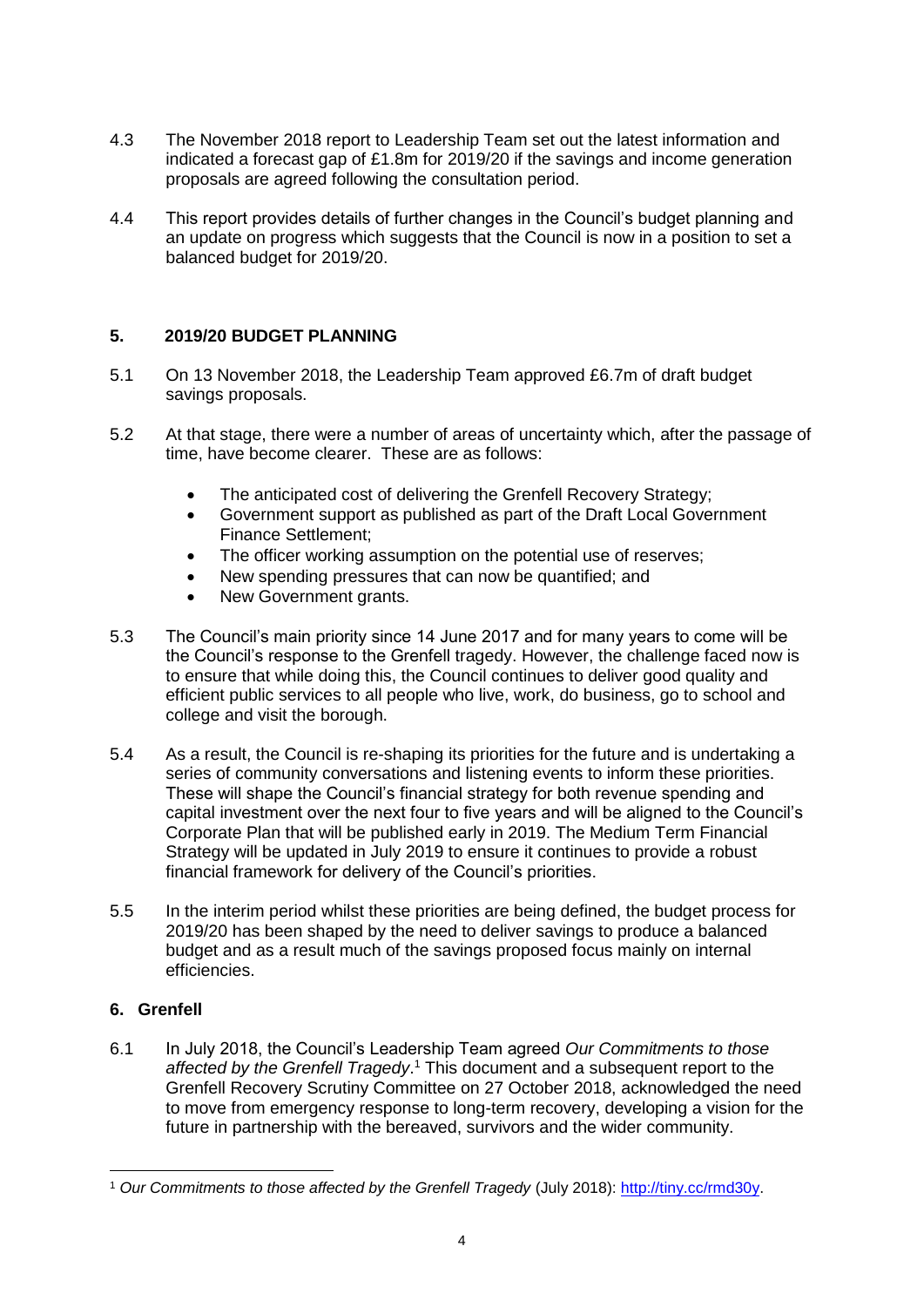4.3 The November 2018 report to Leadership Team set out the latest information and indicated a forecast gap of £1.8m for 2019/20 if the savings and income generation proposals are agreed following the consultation period.

4.4 This report provides details of further changes in the Council's budget planning and an update on progress which suggests that the Council is now in a position to set a balanced budget for 2019/20.

## 5. 2019/20 BUDGET PLANNING

5.1 On 13 November 2018, the Leadership Team approved £6.7m of draft budget savings proposals.

5.2 At that stage, there were a number of areas of uncertainty which, after the passage of time, have become clearer. These are as follows:

- The anticipated cost of delivering the Grenfell Recovery Strategy;
- Government support as published as part of the Draft Local Government Finance Settlement;
- The officer working assumption on the potential use of reserves;
- New spending pressures that can now be quantified; and
- New Government grants.

5.3 The Council's main priority since 14 June 2017 and for many years to come will be the Council's response to the Grenfell tragedy. However, the challenge faced now is to ensure that while doing this, the Council continues to deliver good quality and efficient public services to all people who live, work, do business, go to school and college and visit the borough.

5.4 As a result, the Council is re-shaping its priorities for the future and is undertaking a series of community conversations and listening events to inform these priorities. These will shape the Council's financial strategy for both revenue spending and capital investment over the next four to five years and will be aligned to the Council's Corporate Plan that will be published early in 2019. The Medium Term Financial Strategy will be updated in July 2019 to ensure it continues to provide a robust financial framework for delivery of the Council's priorities.

5.5 In the interim period whilst these priorities are being defined, the budget process for 2019/20 has been shaped by the need to deliver savings to produce a balanced budget and as a result much of the savings proposed focus mainly on internal efficiencies.

## 6. Grenfell

6.1 In July 2018, the Council's Leadership Team agreed *Our Commitments to those affected by the Grenfell Tragedy*.[1] This document and a subsequent report to the Grenfell Recovery Scrutiny Committee on 27 October 2018, acknowledged the need to move from emergency response to long-term recovery, developing a vision for the future in partnership with the bereaved, survivors and the wider community.

---

[1] *Our Commitments to those affected by the Grenfell Tragedy* (July 2018): http://tiny.cc/rmd30y.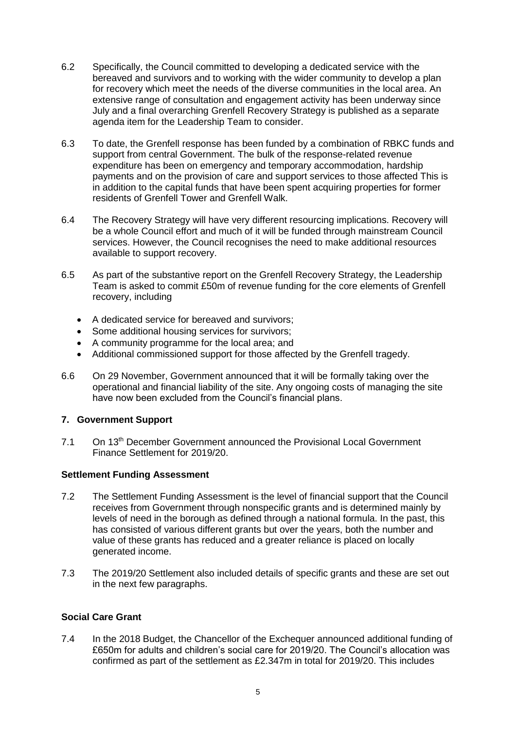6.2 Specifically, the Council committed to developing a dedicated service with the bereaved and survivors and to working with the wider community to develop a plan for recovery which meet the needs of the diverse communities in the local area. An extensive range of consultation and engagement activity has been underway since July and a final overarching Grenfell Recovery Strategy is published as a separate agenda item for the Leadership Team to consider.

6.3 To date, the Grenfell response has been funded by a combination of RBKC funds and support from central Government. The bulk of the response-related revenue expenditure has been on emergency and temporary accommodation, hardship payments and on the provision of care and support services to those affected This is in addition to the capital funds that have been spent acquiring properties for former residents of Grenfell Tower and Grenfell Walk.

6.4 The Recovery Strategy will have very different resourcing implications. Recovery will be a whole Council effort and much of it will be funded through mainstream Council services. However, the Council recognises the need to make additional resources available to support recovery.

6.5 As part of the substantive report on the Grenfell Recovery Strategy, the Leadership Team is asked to commit £50m of revenue funding for the core elements of Grenfell recovery, including

- A dedicated service for bereaved and survivors;
- Some additional housing services for survivors;
- A community programme for the local area; and
- Additional commissioned support for those affected by the Grenfell tragedy.

6.6 On 29 November, Government announced that it will be formally taking over the operational and financial liability of the site. Any ongoing costs of managing the site have now been excluded from the Council's financial plans.

## 7. Government Support

7.1 On 13th December Government announced the Provisional Local Government Finance Settlement for 2019/20.

### Settlement Funding Assessment

7.2 The Settlement Funding Assessment is the level of financial support that the Council receives from Government through nonspecific grants and is determined mainly by levels of need in the borough as defined through a national formula. In the past, this has consisted of various different grants but over the years, both the number and value of these grants has reduced and a greater reliance is placed on locally generated income.

7.3 The 2019/20 Settlement also included details of specific grants and these are set out in the next few paragraphs.

### Social Care Grant

7.4 In the 2018 Budget, the Chancellor of the Exchequer announced additional funding of £650m for adults and children's social care for 2019/20. The Council's allocation was confirmed as part of the settlement as £2.347m in total for 2019/20. This includes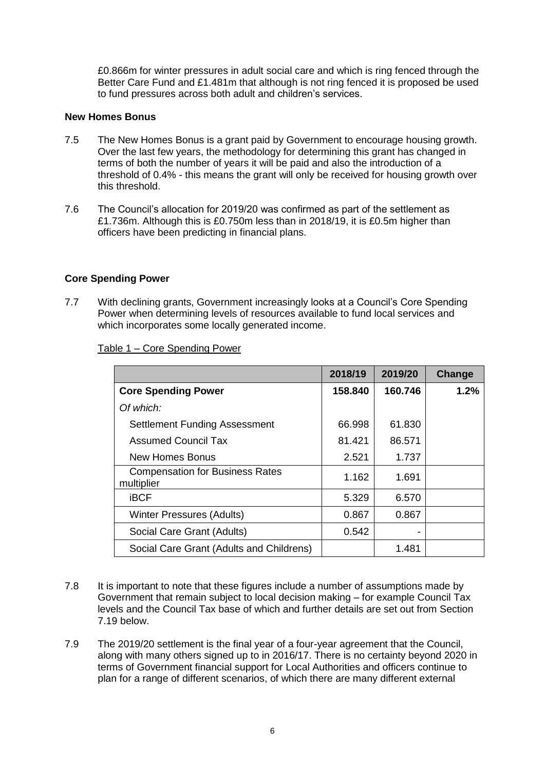£0.866m for winter pressures in adult social care and which is ring fenced through the Better Care Fund and £1.481m that although is not ring fenced it is proposed be used to fund pressures across both adult and children's services.

**New Homes Bonus**

7.5 The New Homes Bonus is a grant paid by Government to encourage housing growth. Over the last few years, the methodology for determining this grant has changed in terms of both the number of years it will be paid and also the introduction of a threshold of 0.4% - this means the grant will only be received for housing growth over this threshold.

7.6 The Council's allocation for 2019/20 was confirmed as part of the settlement as £1.736m. Although this is £0.750m less than in 2018/19, it is £0.5m higher than officers have been predicting in financial plans.

**Core Spending Power**

7.7 With declining grants, Government increasingly looks at a Council's Core Spending Power when determining levels of resources available to fund local services and which incorporates some locally generated income.

Table 1 – Core Spending Power

| | 2018/19 | 2019/20 | Change |
|---|---|---|---|
| **Core Spending Power** | **158.840** | **160.746** | **1.2%** |
| *Of which:* | | | |
| Settlement Funding Assessment | 66.998 | 61.830 | |
| Assumed Council Tax | 81.421 | 86.571 | |
| New Homes Bonus | 2.521 | 1.737 | |
| Compensation for Business Rates multiplier | 1.162 | 1.691 | |
| iBCF | 5.329 | 6.570 | |
| Winter Pressures (Adults) | 0.867 | 0.867 | |
| Social Care Grant (Adults) | 0.542 | - | |
| Social Care Grant (Adults and Childrens) | | 1.481 | |

7.8 It is important to note that these figures include a number of assumptions made by Government that remain subject to local decision making – for example Council Tax levels and the Council Tax base of which and further details are set out from Section 7.19 below.

7.9 The 2019/20 settlement is the final year of a four-year agreement that the Council, along with many others signed up to in 2016/17. There is no certainty beyond 2020 in terms of Government financial support for Local Authorities and officers continue to plan for a range of different scenarios, of which there are many different external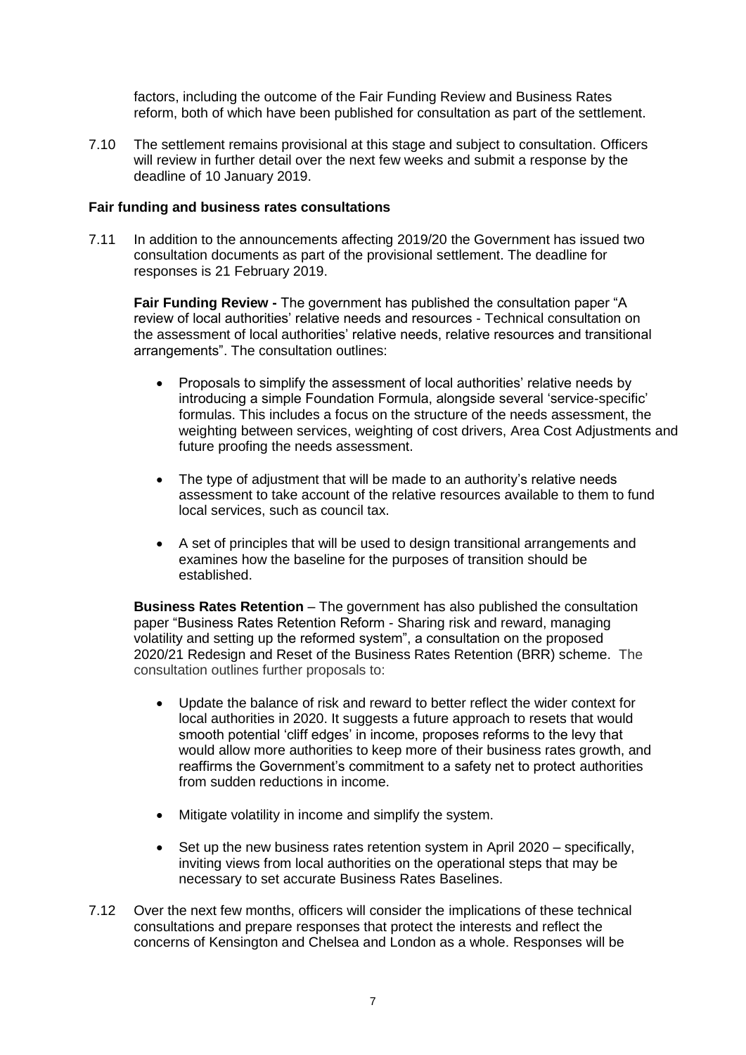factors, including the outcome of the Fair Funding Review and Business Rates reform, both of which have been published for consultation as part of the settlement.

7.10 The settlement remains provisional at this stage and subject to consultation. Officers will review in further detail over the next few weeks and submit a response by the deadline of 10 January 2019.

**Fair funding and business rates consultations**

7.11 In addition to the announcements affecting 2019/20 the Government has issued two consultation documents as part of the provisional settlement. The deadline for responses is 21 February 2019.

**Fair Funding Review -** The government has published the consultation paper "A review of local authorities' relative needs and resources - Technical consultation on the assessment of local authorities' relative needs, relative resources and transitional arrangements". The consultation outlines:

- Proposals to simplify the assessment of local authorities' relative needs by introducing a simple Foundation Formula, alongside several 'service-specific' formulas. This includes a focus on the structure of the needs assessment, the weighting between services, weighting of cost drivers, Area Cost Adjustments and future proofing the needs assessment.

- The type of adjustment that will be made to an authority's relative needs assessment to take account of the relative resources available to them to fund local services, such as council tax.

- A set of principles that will be used to design transitional arrangements and examines how the baseline for the purposes of transition should be established.

**Business Rates Retention** – The government has also published the consultation paper "Business Rates Retention Reform - Sharing risk and reward, managing volatility and setting up the reformed system", a consultation on the proposed 2020/21 Redesign and Reset of the Business Rates Retention (BRR) scheme. The consultation outlines further proposals to:

- Update the balance of risk and reward to better reflect the wider context for local authorities in 2020. It suggests a future approach to resets that would smooth potential 'cliff edges' in income, proposes reforms to the levy that would allow more authorities to keep more of their business rates growth, and reaffirms the Government's commitment to a safety net to protect authorities from sudden reductions in income.

- Mitigate volatility in income and simplify the system.

- Set up the new business rates retention system in April 2020 – specifically, inviting views from local authorities on the operational steps that may be necessary to set accurate Business Rates Baselines.

7.12 Over the next few months, officers will consider the implications of these technical consultations and prepare responses that protect the interests and reflect the concerns of Kensington and Chelsea and London as a whole. Responses will be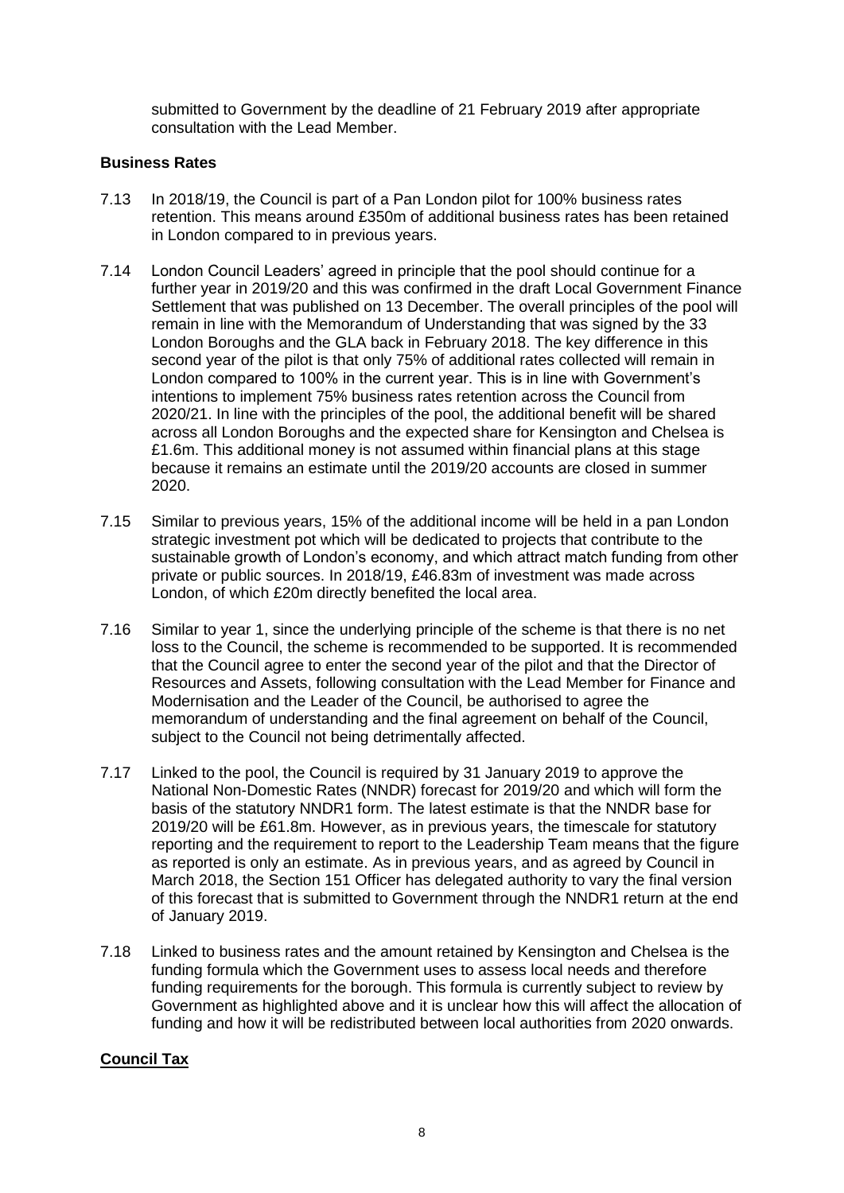submitted to Government by the deadline of 21 February 2019 after appropriate consultation with the Lead Member.

**Business Rates**

7.13 In 2018/19, the Council is part of a Pan London pilot for 100% business rates retention. This means around £350m of additional business rates has been retained in London compared to in previous years.

7.14 London Council Leaders' agreed in principle that the pool should continue for a further year in 2019/20 and this was confirmed in the draft Local Government Finance Settlement that was published on 13 December. The overall principles of the pool will remain in line with the Memorandum of Understanding that was signed by the 33 London Boroughs and the GLA back in February 2018. The key difference in this second year of the pilot is that only 75% of additional rates collected will remain in London compared to 100% in the current year. This is in line with Government's intentions to implement 75% business rates retention across the Council from 2020/21. In line with the principles of the pool, the additional benefit will be shared across all London Boroughs and the expected share for Kensington and Chelsea is £1.6m. This additional money is not assumed within financial plans at this stage because it remains an estimate until the 2019/20 accounts are closed in summer 2020.

7.15 Similar to previous years, 15% of the additional income will be held in a pan London strategic investment pot which will be dedicated to projects that contribute to the sustainable growth of London's economy, and which attract match funding from other private or public sources. In 2018/19, £46.83m of investment was made across London, of which £20m directly benefited the local area.

7.16 Similar to year 1, since the underlying principle of the scheme is that there is no net loss to the Council, the scheme is recommended to be supported. It is recommended that the Council agree to enter the second year of the pilot and that the Director of Resources and Assets, following consultation with the Lead Member for Finance and Modernisation and the Leader of the Council, be authorised to agree the memorandum of understanding and the final agreement on behalf of the Council, subject to the Council not being detrimentally affected.

7.17 Linked to the pool, the Council is required by 31 January 2019 to approve the National Non-Domestic Rates (NNDR) forecast for 2019/20 and which will form the basis of the statutory NNDR1 form. The latest estimate is that the NNDR base for 2019/20 will be £61.8m. However, as in previous years, the timescale for statutory reporting and the requirement to report to the Leadership Team means that the figure as reported is only an estimate. As in previous years, and as agreed by Council in March 2018, the Section 151 Officer has delegated authority to vary the final version of this forecast that is submitted to Government through the NNDR1 return at the end of January 2019.

7.18 Linked to business rates and the amount retained by Kensington and Chelsea is the funding formula which the Government uses to assess local needs and therefore funding requirements for the borough. This formula is currently subject to review by Government as highlighted above and it is unclear how this will affect the allocation of funding and how it will be redistributed between local authorities from 2020 onwards.

**Council Tax**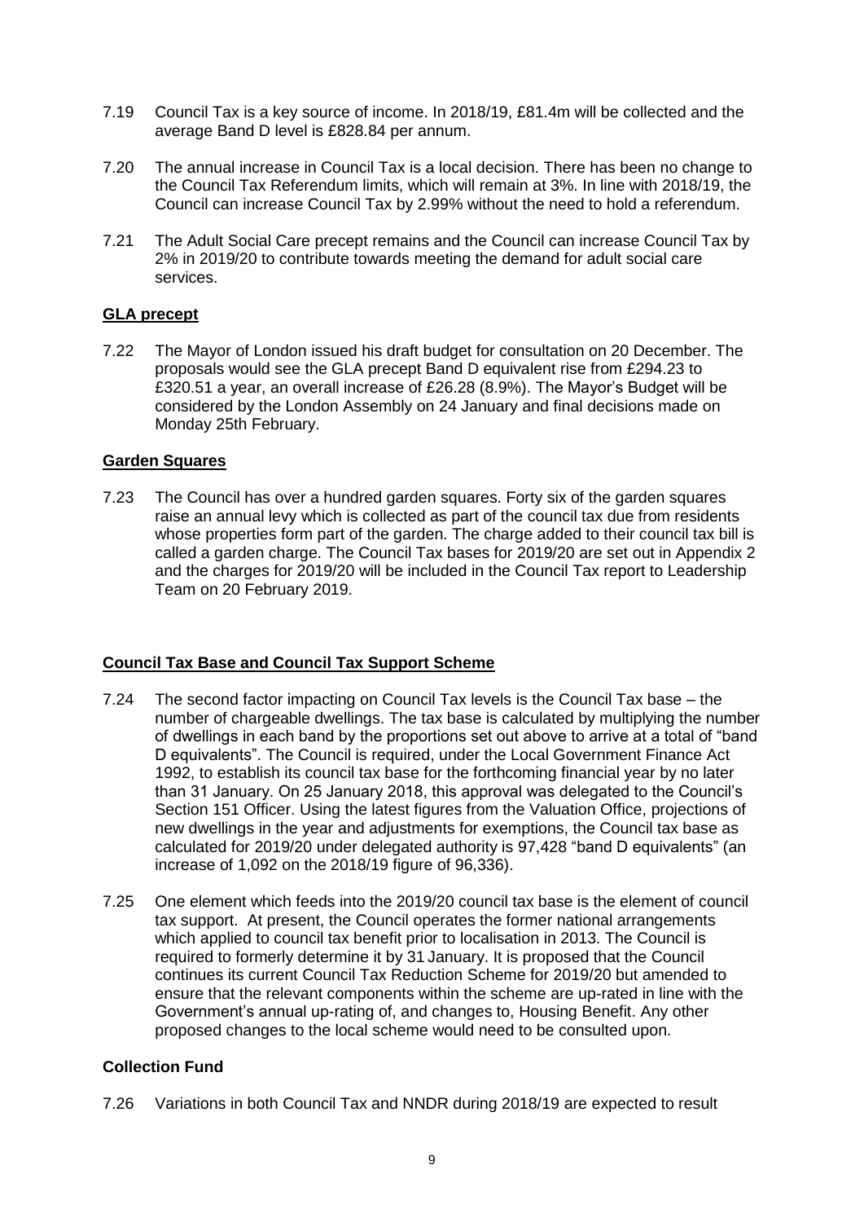7.19 Council Tax is a key source of income. In 2018/19, £81.4m will be collected and the average Band D level is £828.84 per annum.

7.20 The annual increase in Council Tax is a local decision. There has been no change to the Council Tax Referendum limits, which will remain at 3%. In line with 2018/19, the Council can increase Council Tax by 2.99% without the need to hold a referendum.

7.21 The Adult Social Care precept remains and the Council can increase Council Tax by 2% in 2019/20 to contribute towards meeting the demand for adult social care services.

## GLA precept

7.22 The Mayor of London issued his draft budget for consultation on 20 December. The proposals would see the GLA precept Band D equivalent rise from £294.23 to £320.51 a year, an overall increase of £26.28 (8.9%). The Mayor's Budget will be considered by the London Assembly on 24 January and final decisions made on Monday 25th February.

## Garden Squares

7.23 The Council has over a hundred garden squares. Forty six of the garden squares raise an annual levy which is collected as part of the council tax due from residents whose properties form part of the garden. The charge added to their council tax bill is called a garden charge. The Council Tax bases for 2019/20 are set out in Appendix 2 and the charges for 2019/20 will be included in the Council Tax report to Leadership Team on 20 February 2019.

## Council Tax Base and Council Tax Support Scheme

7.24 The second factor impacting on Council Tax levels is the Council Tax base – the number of chargeable dwellings. The tax base is calculated by multiplying the number of dwellings in each band by the proportions set out above to arrive at a total of "band D equivalents". The Council is required, under the Local Government Finance Act 1992, to establish its council tax base for the forthcoming financial year by no later than 31 January. On 25 January 2018, this approval was delegated to the Council's Section 151 Officer. Using the latest figures from the Valuation Office, projections of new dwellings in the year and adjustments for exemptions, the Council tax base as calculated for 2019/20 under delegated authority is 97,428 "band D equivalents" (an increase of 1,092 on the 2018/19 figure of 96,336).

7.25 One element which feeds into the 2019/20 council tax base is the element of council tax support. At present, the Council operates the former national arrangements which applied to council tax benefit prior to localisation in 2013. The Council is required to formerly determine it by 31 January. It is proposed that the Council continues its current Council Tax Reduction Scheme for 2019/20 but amended to ensure that the relevant components within the scheme are up-rated in line with the Government's annual up-rating of, and changes to, Housing Benefit. Any other proposed changes to the local scheme would need to be consulted upon.

## Collection Fund

7.26 Variations in both Council Tax and NNDR during 2018/19 are expected to result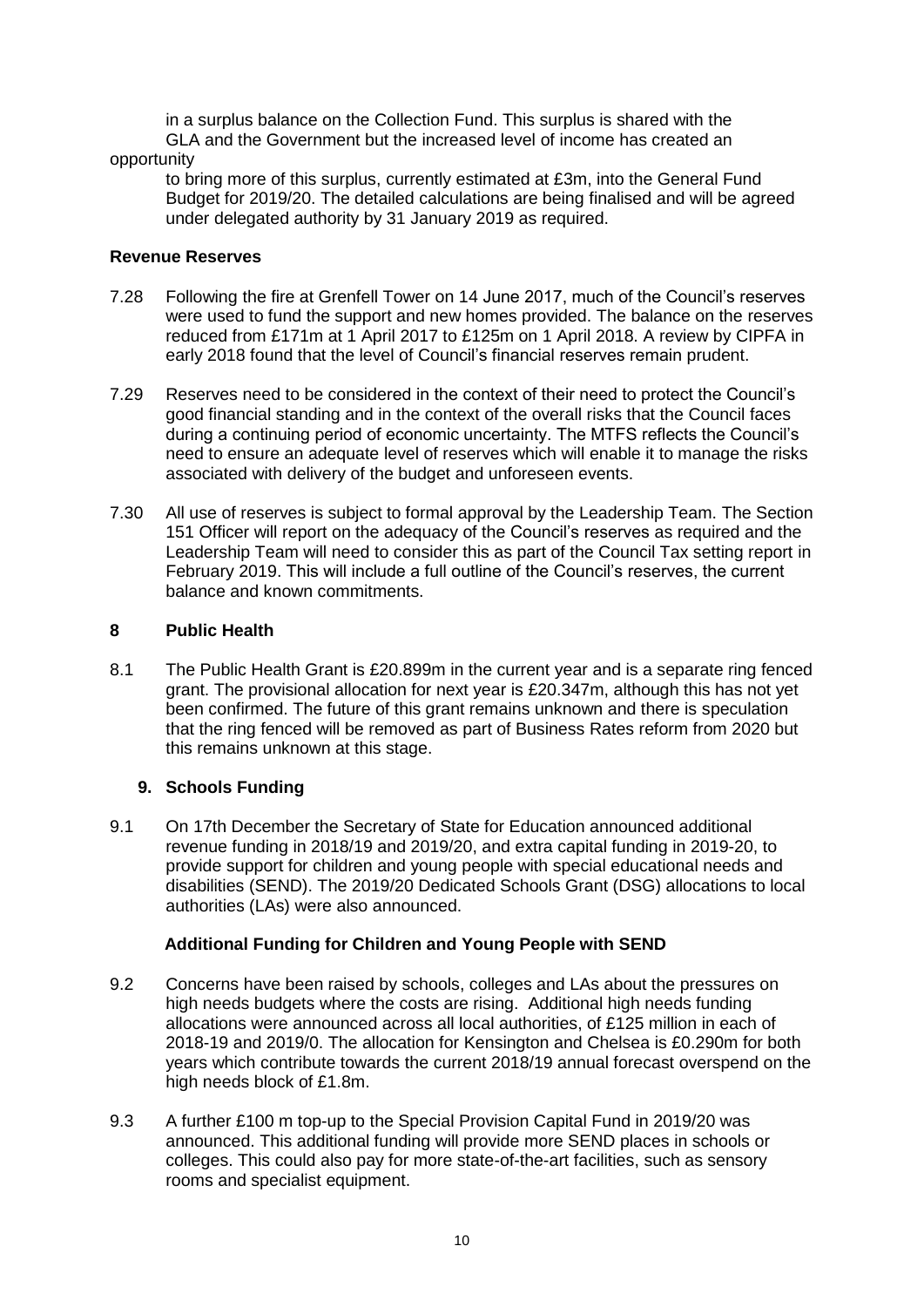in a surplus balance on the Collection Fund. This surplus is shared with the GLA and the Government but the increased level of income has created an opportunity to bring more of this surplus, currently estimated at £3m, into the General Fund Budget for 2019/20. The detailed calculations are being finalised and will be agreed under delegated authority by 31 January 2019 as required.

**Revenue Reserves**

7.28 Following the fire at Grenfell Tower on 14 June 2017, much of the Council's reserves were used to fund the support and new homes provided. The balance on the reserves reduced from £171m at 1 April 2017 to £125m on 1 April 2018. A review by CIPFA in early 2018 found that the level of Council's financial reserves remain prudent.

7.29 Reserves need to be considered in the context of their need to protect the Council's good financial standing and in the context of the overall risks that the Council faces during a continuing period of economic uncertainty. The MTFS reflects the Council's need to ensure an adequate level of reserves which will enable it to manage the risks associated with delivery of the budget and unforeseen events.

7.30 All use of reserves is subject to formal approval by the Leadership Team. The Section 151 Officer will report on the adequacy of the Council's reserves as required and the Leadership Team will need to consider this as part of the Council Tax setting report in February 2019. This will include a full outline of the Council's reserves, the current balance and known commitments.

## 8 Public Health

8.1 The Public Health Grant is £20.899m in the current year and is a separate ring fenced grant. The provisional allocation for next year is £20.347m, although this has not yet been confirmed. The future of this grant remains unknown and there is speculation that the ring fenced will be removed as part of Business Rates reform from 2020 but this remains unknown at this stage.

## 9. Schools Funding

9.1 On 17th December the Secretary of State for Education announced additional revenue funding in 2018/19 and 2019/20, and extra capital funding in 2019-20, to provide support for children and young people with special educational needs and disabilities (SEND). The 2019/20 Dedicated Schools Grant (DSG) allocations to local authorities (LAs) were also announced.

**Additional Funding for Children and Young People with SEND**

9.2 Concerns have been raised by schools, colleges and LAs about the pressures on high needs budgets where the costs are rising. Additional high needs funding allocations were announced across all local authorities, of £125 million in each of 2018-19 and 2019/0. The allocation for Kensington and Chelsea is £0.290m for both years which contribute towards the current 2018/19 annual forecast overspend on the high needs block of £1.8m.

9.3 A further £100 m top-up to the Special Provision Capital Fund in 2019/20 was announced. This additional funding will provide more SEND places in schools or colleges. This could also pay for more state-of-the-art facilities, such as sensory rooms and specialist equipment.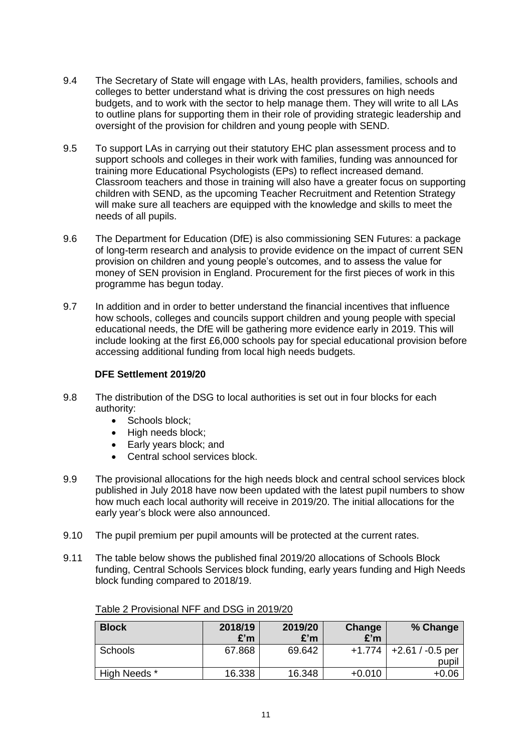9.4 The Secretary of State will engage with LAs, health providers, families, schools and colleges to better understand what is driving the cost pressures on high needs budgets, and to work with the sector to help manage them. They will write to all LAs to outline plans for supporting them in their role of providing strategic leadership and oversight of the provision for children and young people with SEND.

9.5 To support LAs in carrying out their statutory EHC plan assessment process and to support schools and colleges in their work with families, funding was announced for training more Educational Psychologists (EPs) to reflect increased demand. Classroom teachers and those in training will also have a greater focus on supporting children with SEND, as the upcoming Teacher Recruitment and Retention Strategy will make sure all teachers are equipped with the knowledge and skills to meet the needs of all pupils.

9.6 The Department for Education (DfE) is also commissioning SEN Futures: a package of long-term research and analysis to provide evidence on the impact of current SEN provision on children and young people's outcomes, and to assess the value for money of SEN provision in England. Procurement for the first pieces of work in this programme has begun today.

9.7 In addition and in order to better understand the financial incentives that influence how schools, colleges and councils support children and young people with special educational needs, the DfE will be gathering more evidence early in 2019. This will include looking at the first £6,000 schools pay for special educational provision before accessing additional funding from local high needs budgets.

**DFE Settlement 2019/20**

9.8 The distribution of the DSG to local authorities is set out in four blocks for each authority:

- Schools block;
- High needs block;
- Early years block; and
- Central school services block.

9.9 The provisional allocations for the high needs block and central school services block published in July 2018 have now been updated with the latest pupil numbers to show how much each local authority will receive in 2019/20. The initial allocations for the early year's block were also announced.

9.10 The pupil premium per pupil amounts will be protected at the current rates.

9.11 The table below shows the published final 2019/20 allocations of Schools Block funding, Central Schools Services block funding, early years funding and High Needs block funding compared to 2018/19.

Table 2 Provisional NFF and DSG in 2019/20

| Block | 2018/19 £'m | 2019/20 £'m | Change £'m | % Change |
|---|---|---|---|---|
| Schools | 67.868 | 69.642 | +1.774 | +2.61 / -0.5 per pupil |
| High Needs * | 16.338 | 16.348 | +0.010 | +0.06 |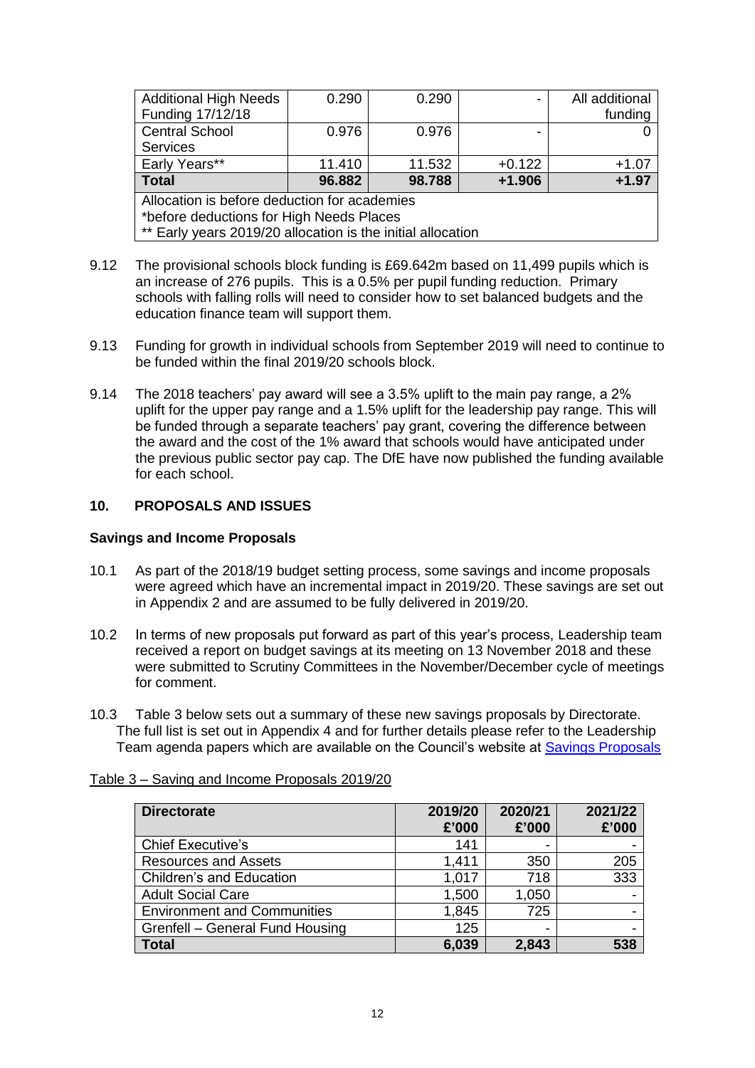| Additional High Needs Funding 17/12/18 | 0.290 | 0.290 | - | All additional funding |
|---|---|---|---|---|
| Central School Services | 0.976 | 0.976 | - | 0 |
| Early Years** | 11.410 | 11.532 | +0.122 | +1.07 |
| **Total** | **96.882** | **98.788** | **+1.906** | **+1.97** |
| Allocation is before deduction for academies<br>*before deductions for High Needs Places<br>** Early years 2019/20 allocation is the initial allocation | | | | |

9.12 The provisional schools block funding is £69.642m based on 11,499 pupils which is an increase of 276 pupils. This is a 0.5% per pupil funding reduction. Primary schools with falling rolls will need to consider how to set balanced budgets and the education finance team will support them.

9.13 Funding for growth in individual schools from September 2019 will need to continue to be funded within the final 2019/20 schools block.

9.14 The 2018 teachers' pay award will see a 3.5% uplift to the main pay range, a 2% uplift for the upper pay range and a 1.5% uplift for the leadership pay range. This will be funded through a separate teachers' pay grant, covering the difference between the award and the cost of the 1% award that schools would have anticipated under the previous public sector pay cap. The DfE have now published the funding available for each school.

## 10. PROPOSALS AND ISSUES

### Savings and Income Proposals

10.1 As part of the 2018/19 budget setting process, some savings and income proposals were agreed which have an incremental impact in 2019/20. These savings are set out in Appendix 2 and are assumed to be fully delivered in 2019/20.

10.2 In terms of new proposals put forward as part of this year's process, Leadership team received a report on budget savings at its meeting on 13 November 2018 and these were submitted to Scrutiny Committees in the November/December cycle of meetings for comment.

10.3 Table 3 below sets out a summary of these new savings proposals by Directorate. The full list is set out in Appendix 4 and for further details please refer to the Leadership Team agenda papers which are available on the Council's website at Savings Proposals

Table 3 – Saving and Income Proposals 2019/20

| Directorate | 2019/20 £'000 | 2020/21 £'000 | 2021/22 £'000 |
|---|---|---|---|
| Chief Executive's | 141 | - | - |
| Resources and Assets | 1,411 | 350 | 205 |
| Children's and Education | 1,017 | 718 | 333 |
| Adult Social Care | 1,500 | 1,050 | - |
| Environment and Communities | 1,845 | 725 | - |
| Grenfell – General Fund Housing | 125 | - | - |
| **Total** | **6,039** | **2,843** | **538** |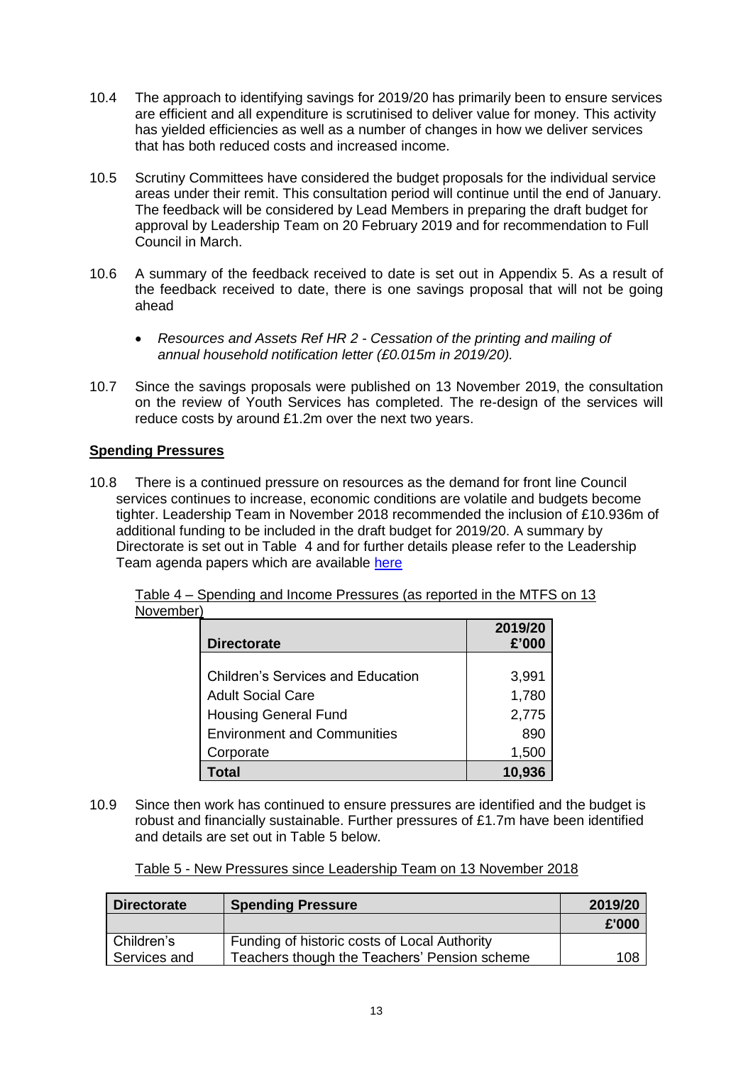10.4 The approach to identifying savings for 2019/20 has primarily been to ensure services are efficient and all expenditure is scrutinised to deliver value for money. This activity has yielded efficiencies as well as a number of changes in how we deliver services that has both reduced costs and increased income.

10.5 Scrutiny Committees have considered the budget proposals for the individual service areas under their remit. This consultation period will continue until the end of January. The feedback will be considered by Lead Members in preparing the draft budget for approval by Leadership Team on 20 February 2019 and for recommendation to Full Council in March.

10.6 A summary of the feedback received to date is set out in Appendix 5. As a result of the feedback received to date, there is one savings proposal that will not be going ahead

- *Resources and Assets Ref HR 2 - Cessation of the printing and mailing of annual household notification letter (£0.015m in 2019/20).*

10.7 Since the savings proposals were published on 13 November 2019, the consultation on the review of Youth Services has completed. The re-design of the services will reduce costs by around £1.2m over the next two years.

**Spending Pressures**

10.8 There is a continued pressure on resources as the demand for front line Council services continues to increase, economic conditions are volatile and budgets become tighter. Leadership Team in November 2018 recommended the inclusion of £10.936m of additional funding to be included in the draft budget for 2019/20. A summary by Directorate is set out in Table 4 and for further details please refer to the Leadership Team agenda papers which are available here

Table 4 – Spending and Income Pressures (as reported in the MTFS on 13 November)

| Directorate | 2019/20 £'000 |
|---|---|
| Children's Services and Education | 3,991 |
| Adult Social Care | 1,780 |
| Housing General Fund | 2,775 |
| Environment and Communities | 890 |
| Corporate | 1,500 |
| **Total** | **10,936** |

10.9 Since then work has continued to ensure pressures are identified and the budget is robust and financially sustainable. Further pressures of £1.7m have been identified and details are set out in Table 5 below.

Table 5 - New Pressures since Leadership Team on 13 November 2018

| Directorate | Spending Pressure | 2019/20 |
|---|---|---|
| | | £'000 |
| Children's Services and | Funding of historic costs of Local Authority Teachers though the Teachers' Pension scheme | 108 |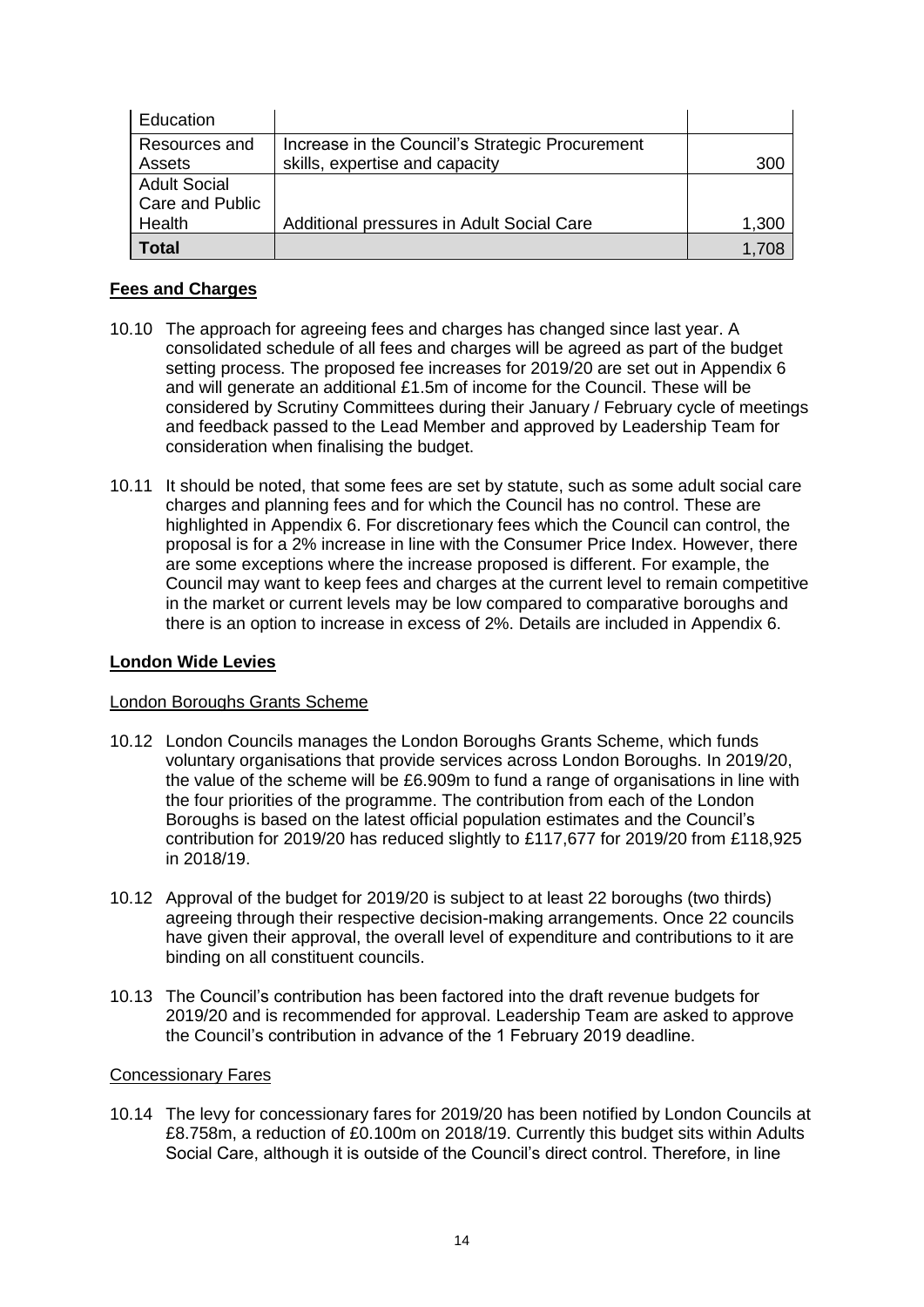| Education | | |
|---|---|---|
| Resources and Assets | Increase in the Council's Strategic Procurement skills, expertise and capacity | 300 |
| Adult Social Care and Public Health | Additional pressures in Adult Social Care | 1,300 |
| **Total** | | 1,708 |

## Fees and Charges

10.10 The approach for agreeing fees and charges has changed since last year. A consolidated schedule of all fees and charges will be agreed as part of the budget setting process. The proposed fee increases for 2019/20 are set out in Appendix 6 and will generate an additional £1.5m of income for the Council. These will be considered by Scrutiny Committees during their January / February cycle of meetings and feedback passed to the Lead Member and approved by Leadership Team for consideration when finalising the budget.

10.11 It should be noted, that some fees are set by statute, such as some adult social care charges and planning fees and for which the Council has no control. These are highlighted in Appendix 6. For discretionary fees which the Council can control, the proposal is for a 2% increase in line with the Consumer Price Index. However, there are some exceptions where the increase proposed is different. For example, the Council may want to keep fees and charges at the current level to remain competitive in the market or current levels may be low compared to comparative boroughs and there is an option to increase in excess of 2%. Details are included in Appendix 6.

## London Wide Levies

### London Boroughs Grants Scheme

10.12 London Councils manages the London Boroughs Grants Scheme, which funds voluntary organisations that provide services across London Boroughs. In 2019/20, the value of the scheme will be £6.909m to fund a range of organisations in line with the four priorities of the programme. The contribution from each of the London Boroughs is based on the latest official population estimates and the Council's contribution for 2019/20 has reduced slightly to £117,677 for 2019/20 from £118,925 in 2018/19.

10.12 Approval of the budget for 2019/20 is subject to at least 22 boroughs (two thirds) agreeing through their respective decision-making arrangements. Once 22 councils have given their approval, the overall level of expenditure and contributions to it are binding on all constituent councils.

10.13 The Council's contribution has been factored into the draft revenue budgets for 2019/20 and is recommended for approval. Leadership Team are asked to approve the Council's contribution in advance of the 1 February 2019 deadline.

### Concessionary Fares

10.14 The levy for concessionary fares for 2019/20 has been notified by London Councils at £8.758m, a reduction of £0.100m on 2018/19. Currently this budget sits within Adults Social Care, although it is outside of the Council's direct control. Therefore, in line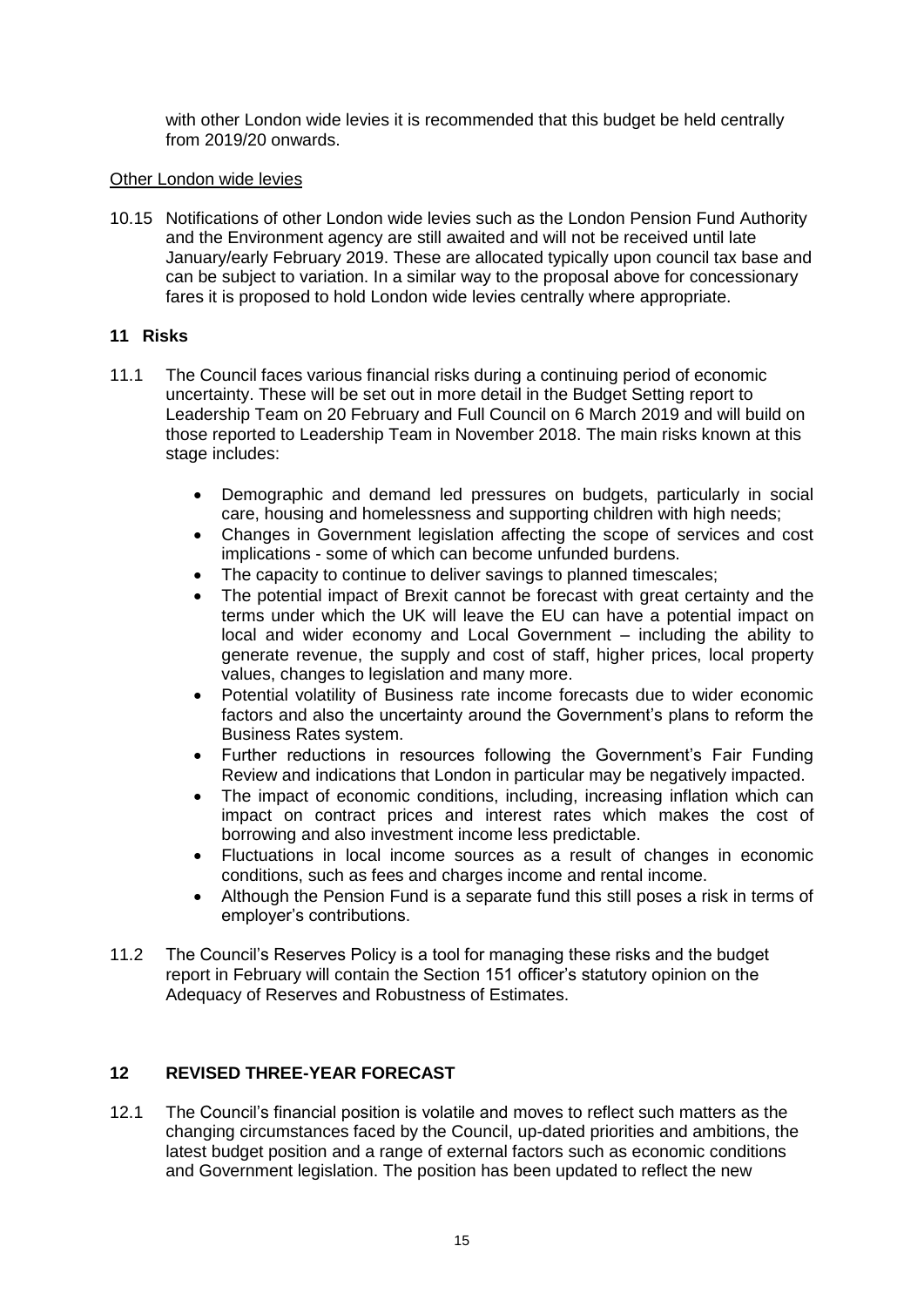with other London wide levies it is recommended that this budget be held centrally from 2019/20 onwards.

Other London wide levies

10.15 Notifications of other London wide levies such as the London Pension Fund Authority and the Environment agency are still awaited and will not be received until late January/early February 2019. These are allocated typically upon council tax base and can be subject to variation. In a similar way to the proposal above for concessionary fares it is proposed to hold London wide levies centrally where appropriate.

## 11 Risks

11.1 The Council faces various financial risks during a continuing period of economic uncertainty. These will be set out in more detail in the Budget Setting report to Leadership Team on 20 February and Full Council on 6 March 2019 and will build on those reported to Leadership Team in November 2018. The main risks known at this stage includes:

- Demographic and demand led pressures on budgets, particularly in social care, housing and homelessness and supporting children with high needs;
- Changes in Government legislation affecting the scope of services and cost implications - some of which can become unfunded burdens.
- The capacity to continue to deliver savings to planned timescales;
- The potential impact of Brexit cannot be forecast with great certainty and the terms under which the UK will leave the EU can have a potential impact on local and wider economy and Local Government – including the ability to generate revenue, the supply and cost of staff, higher prices, local property values, changes to legislation and many more.
- Potential volatility of Business rate income forecasts due to wider economic factors and also the uncertainty around the Government's plans to reform the Business Rates system.
- Further reductions in resources following the Government's Fair Funding Review and indications that London in particular may be negatively impacted.
- The impact of economic conditions, including, increasing inflation which can impact on contract prices and interest rates which makes the cost of borrowing and also investment income less predictable.
- Fluctuations in local income sources as a result of changes in economic conditions, such as fees and charges income and rental income.
- Although the Pension Fund is a separate fund this still poses a risk in terms of employer's contributions.

11.2 The Council's Reserves Policy is a tool for managing these risks and the budget report in February will contain the Section 151 officer's statutory opinion on the Adequacy of Reserves and Robustness of Estimates.

## 12 REVISED THREE-YEAR FORECAST

12.1 The Council's financial position is volatile and moves to reflect such matters as the changing circumstances faced by the Council, up-dated priorities and ambitions, the latest budget position and a range of external factors such as economic conditions and Government legislation. The position has been updated to reflect the new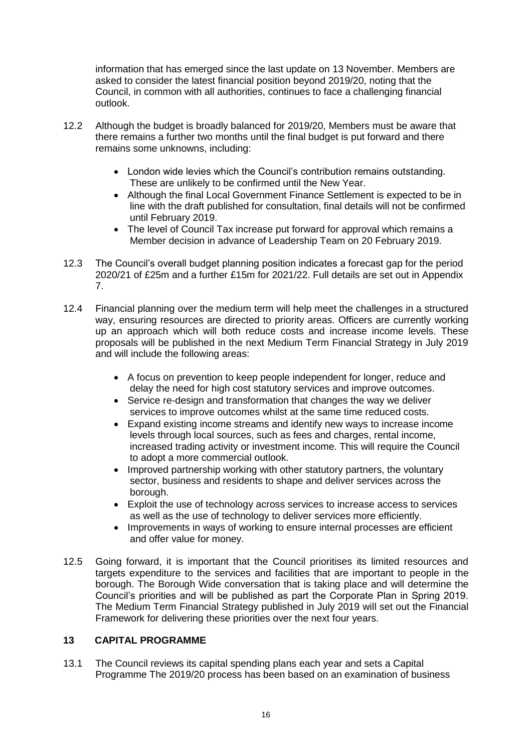information that has emerged since the last update on 13 November. Members are asked to consider the latest financial position beyond 2019/20, noting that the Council, in common with all authorities, continues to face a challenging financial outlook.

12.2 Although the budget is broadly balanced for 2019/20, Members must be aware that there remains a further two months until the final budget is put forward and there remains some unknowns, including:

- London wide levies which the Council's contribution remains outstanding. These are unlikely to be confirmed until the New Year.
- Although the final Local Government Finance Settlement is expected to be in line with the draft published for consultation, final details will not be confirmed until February 2019.
- The level of Council Tax increase put forward for approval which remains a Member decision in advance of Leadership Team on 20 February 2019.

12.3 The Council's overall budget planning position indicates a forecast gap for the period 2020/21 of £25m and a further £15m for 2021/22. Full details are set out in Appendix 7.

12.4 Financial planning over the medium term will help meet the challenges in a structured way, ensuring resources are directed to priority areas. Officers are currently working up an approach which will both reduce costs and increase income levels. These proposals will be published in the next Medium Term Financial Strategy in July 2019 and will include the following areas:

- A focus on prevention to keep people independent for longer, reduce and delay the need for high cost statutory services and improve outcomes.
- Service re-design and transformation that changes the way we deliver services to improve outcomes whilst at the same time reduced costs.
- Expand existing income streams and identify new ways to increase income levels through local sources, such as fees and charges, rental income, increased trading activity or investment income. This will require the Council to adopt a more commercial outlook.
- Improved partnership working with other statutory partners, the voluntary sector, business and residents to shape and deliver services across the borough.
- Exploit the use of technology across services to increase access to services as well as the use of technology to deliver services more efficiently.
- Improvements in ways of working to ensure internal processes are efficient and offer value for money.

12.5 Going forward, it is important that the Council prioritises its limited resources and targets expenditure to the services and facilities that are important to people in the borough. The Borough Wide conversation that is taking place and will determine the Council's priorities and will be published as part the Corporate Plan in Spring 2019. The Medium Term Financial Strategy published in July 2019 will set out the Financial Framework for delivering these priorities over the next four years.

## 13 CAPITAL PROGRAMME

13.1 The Council reviews its capital spending plans each year and sets a Capital Programme The 2019/20 process has been based on an examination of business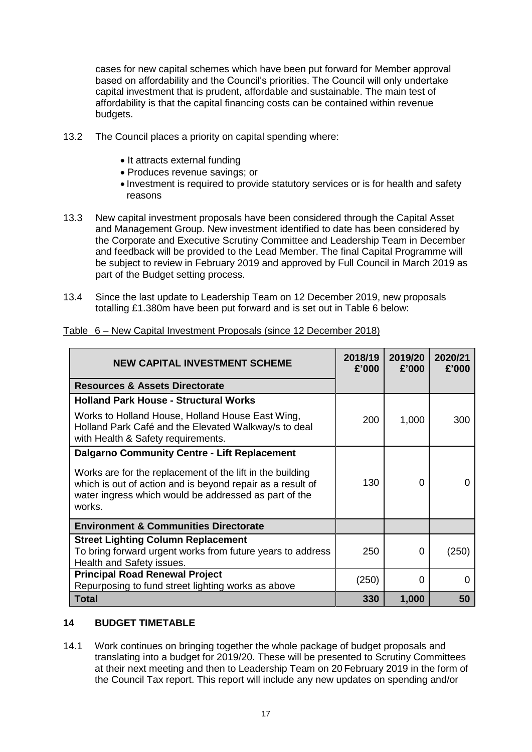cases for new capital schemes which have been put forward for Member approval based on affordability and the Council's priorities. The Council will only undertake capital investment that is prudent, affordable and sustainable. The main test of affordability is that the capital financing costs can be contained within revenue budgets.

13.2 The Council places a priority on capital spending where:

- It attracts external funding
- Produces revenue savings; or
- Investment is required to provide statutory services or is for health and safety reasons

13.3 New capital investment proposals have been considered through the Capital Asset and Management Group. New investment identified to date has been considered by the Corporate and Executive Scrutiny Committee and Leadership Team in December and feedback will be provided to the Lead Member. The final Capital Programme will be subject to review in February 2019 and approved by Full Council in March 2019 as part of the Budget setting process.

13.4 Since the last update to Leadership Team on 12 December 2019, new proposals totalling £1.380m have been put forward and is set out in Table 6 below:

Table 6 – New Capital Investment Proposals (since 12 December 2018)

| NEW CAPITAL INVESTMENT SCHEME | 2018/19 £'000 | 2019/20 £'000 | 2020/21 £'000 |
|---|---|---|---|
| **Resources & Assets Directorate** | | | |
| **Holland Park House - Structural Works** | | | |
| Works to Holland House, Holland House East Wing, Holland Park Café and the Elevated Walkway/s to deal with Health & Safety requirements. | 200 | 1,000 | 300 |
| **Dalgarno Community Centre - Lift Replacement** | | | |
| Works are for the replacement of the lift in the building which is out of action and is beyond repair as a result of water ingress which would be addressed as part of the works. | 130 | 0 | 0 |
| **Environment & Communities Directorate** | | | |
| **Street Lighting Column Replacement** To bring forward urgent works from future years to address Health and Safety issues. | 250 | 0 | (250) |
| **Principal Road Renewal Project** Repurposing to fund street lighting works as above | (250) | 0 | 0 |
| **Total** | **330** | **1,000** | **50** |

## 14 BUDGET TIMETABLE

14.1 Work continues on bringing together the whole package of budget proposals and translating into a budget for 2019/20. These will be presented to Scrutiny Committees at their next meeting and then to Leadership Team on 20 February 2019 in the form of the Council Tax report. This report will include any new updates on spending and/or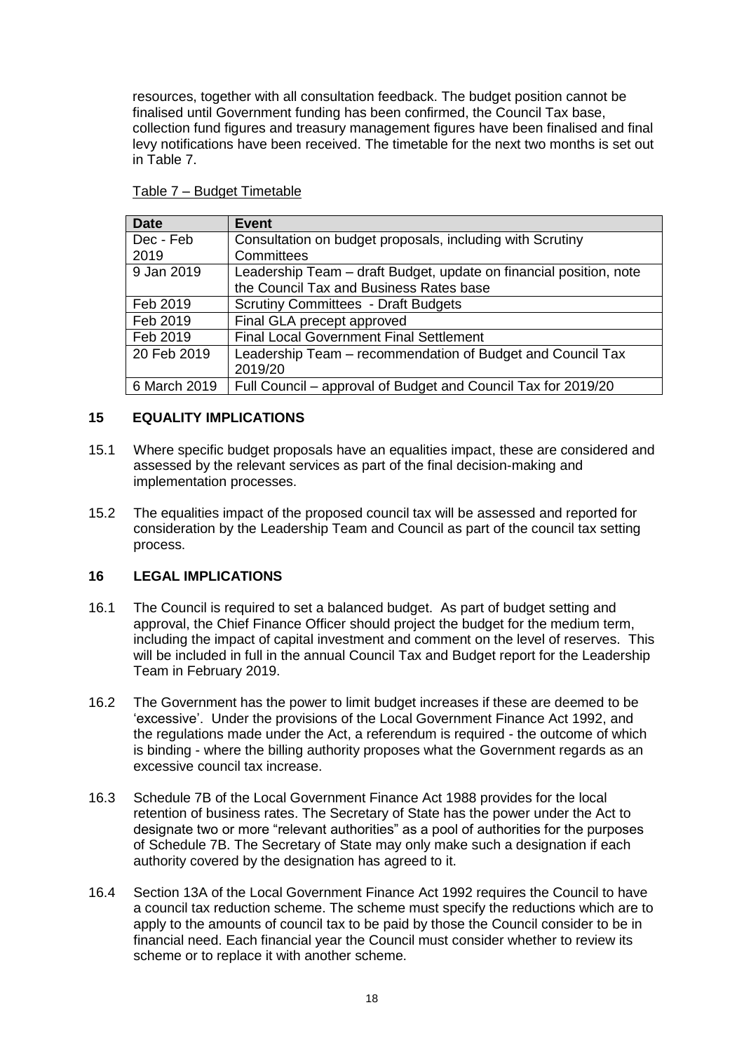resources, together with all consultation feedback. The budget position cannot be finalised until Government funding has been confirmed, the Council Tax base, collection fund figures and treasury management figures have been finalised and final levy notifications have been received. The timetable for the next two months is set out in Table 7.

Table 7 – Budget Timetable

| Date | Event |
|---|---|
| Dec - Feb 2019 | Consultation on budget proposals, including with Scrutiny Committees |
| 9 Jan 2019 | Leadership Team – draft Budget, update on financial position, note the Council Tax and Business Rates base |
| Feb 2019 | Scrutiny Committees - Draft Budgets |
| Feb 2019 | Final GLA precept approved |
| Feb 2019 | Final Local Government Final Settlement |
| 20 Feb 2019 | Leadership Team – recommendation of Budget and Council Tax 2019/20 |
| 6 March 2019 | Full Council – approval of Budget and Council Tax for 2019/20 |

## 15 EQUALITY IMPLICATIONS

15.1 Where specific budget proposals have an equalities impact, these are considered and assessed by the relevant services as part of the final decision-making and implementation processes.

15.2 The equalities impact of the proposed council tax will be assessed and reported for consideration by the Leadership Team and Council as part of the council tax setting process.

## 16 LEGAL IMPLICATIONS

16.1 The Council is required to set a balanced budget. As part of budget setting and approval, the Chief Finance Officer should project the budget for the medium term, including the impact of capital investment and comment on the level of reserves. This will be included in full in the annual Council Tax and Budget report for the Leadership Team in February 2019.

16.2 The Government has the power to limit budget increases if these are deemed to be 'excessive'. Under the provisions of the Local Government Finance Act 1992, and the regulations made under the Act, a referendum is required - the outcome of which is binding - where the billing authority proposes what the Government regards as an excessive council tax increase.

16.3 Schedule 7B of the Local Government Finance Act 1988 provides for the local retention of business rates. The Secretary of State has the power under the Act to designate two or more "relevant authorities" as a pool of authorities for the purposes of Schedule 7B. The Secretary of State may only make such a designation if each authority covered by the designation has agreed to it.

16.4 Section 13A of the Local Government Finance Act 1992 requires the Council to have a council tax reduction scheme. The scheme must specify the reductions which are to apply to the amounts of council tax to be paid by those the Council consider to be in financial need. Each financial year the Council must consider whether to review its scheme or to replace it with another scheme.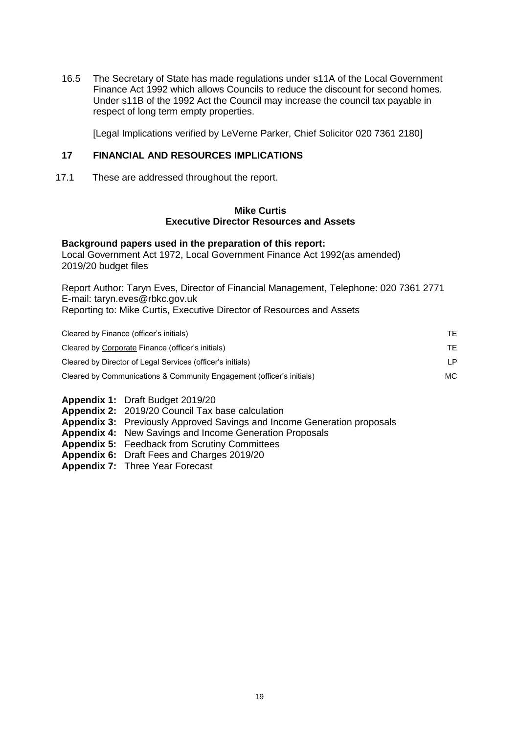16.5 The Secretary of State has made regulations under s11A of the Local Government Finance Act 1992 which allows Councils to reduce the discount for second homes. Under s11B of the 1992 Act the Council may increase the council tax payable in respect of long term empty properties.

[Legal Implications verified by LeVerne Parker, Chief Solicitor 020 7361 2180]

## 17 FINANCIAL AND RESOURCES IMPLICATIONS

17.1 These are addressed throughout the report.

**Mike Curtis**
**Executive Director Resources and Assets**

**Background papers used in the preparation of this report:**
Local Government Act 1972, Local Government Finance Act 1992(as amended)
2019/20 budget files

Report Author: Taryn Eves, Director of Financial Management, Telephone: 020 7361 2771
E-mail: taryn.eves@rbkc.gov.uk
Reporting to: Mike Curtis, Executive Director of Resources and Assets

| | |
|---|---|
| Cleared by Finance (officer's initials) | TE |
| Cleared by Corporate Finance (officer's initials) | TE |
| Cleared by Director of Legal Services (officer's initials) | LP |
| Cleared by Communications & Community Engagement (officer's initials) | MC |

**Appendix 1:** Draft Budget 2019/20
**Appendix 2:** 2019/20 Council Tax base calculation
**Appendix 3:** Previously Approved Savings and Income Generation proposals
**Appendix 4:** New Savings and Income Generation Proposals
**Appendix 5:** Feedback from Scrutiny Committees
**Appendix 6:** Draft Fees and Charges 2019/20
**Appendix 7:** Three Year Forecast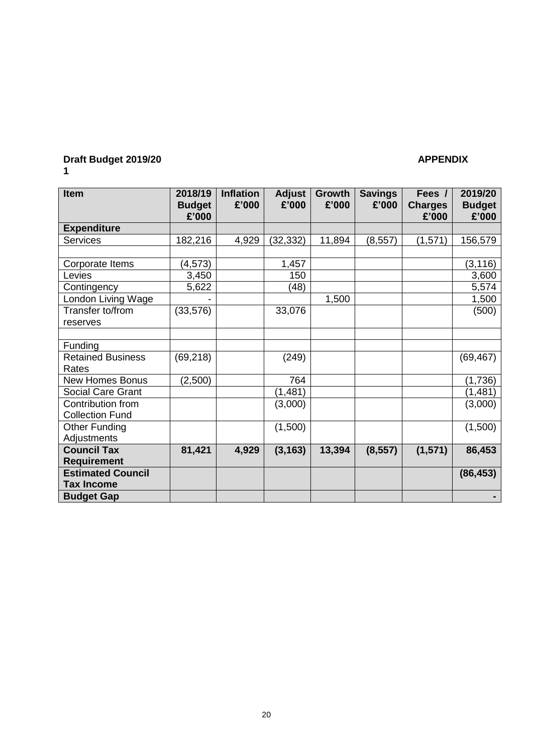**Draft Budget 2019/20** **APPENDIX 1**

| Item | 2018/19 Budget £'000 | Inflation £'000 | Adjust £'000 | Growth £'000 | Savings £'000 | Fees / Charges £'000 | 2019/20 Budget £'000 |
|---|---|---|---|---|---|---|---|
| **Expenditure** | | | | | | | |
| Services | 182,216 | 4,929 | (32,332) | 11,894 | (8,557) | (1,571) | 156,579 |
| | | | | | | | |
| Corporate Items | (4,573) | | 1,457 | | | | (3,116) |
| Levies | 3,450 | | 150 | | | | 3,600 |
| Contingency | 5,622 | | (48) | | | | 5,574 |
| London Living Wage | - | | | 1,500 | | | 1,500 |
| Transfer to/from reserves | (33,576) | | 33,076 | | | | (500) |
| | | | | | | | |
| Funding | | | | | | | |
| Retained Business Rates | (69,218) | | (249) | | | | (69,467) |
| New Homes Bonus | (2,500) | | 764 | | | | (1,736) |
| Social Care Grant | | | (1,481) | | | | (1,481) |
| Contribution from Collection Fund | | | (3,000) | | | | (3,000) |
| Other Funding Adjustments | | | (1,500) | | | | (1,500) |
| **Council Tax Requirement** | **81,421** | **4,929** | **(3,163)** | **13,394** | **(8,557)** | **(1,571)** | **86,453** |
| **Estimated Council Tax Income** | | | | | | | **(86,453)** |
| **Budget Gap** | | | | | | | **-** |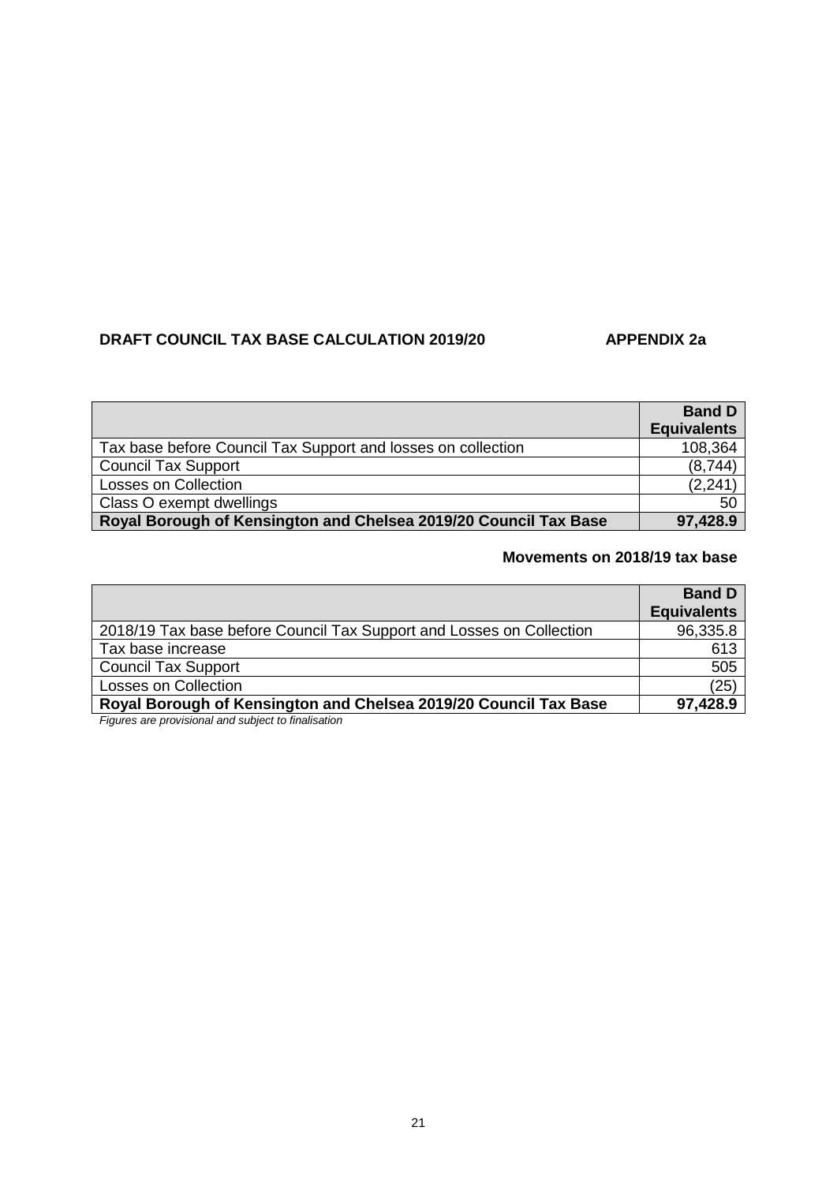**DRAFT COUNCIL TAX BASE CALCULATION 2019/20** **APPENDIX 2a**

| | **Band D Equivalents** |
|---|---:|
| Tax base before Council Tax Support and losses on collection | 108,364 |
| Council Tax Support | (8,744) |
| Losses on Collection | (2,241) |
| Class O exempt dwellings | 50 |
| **Royal Borough of Kensington and Chelsea 2019/20 Council Tax Base** | **97,428.9** |

**Movements on 2018/19 tax base**

| | **Band D Equivalents** |
|---|---:|
| 2018/19 Tax base before Council Tax Support and Losses on Collection | 96,335.8 |
| Tax base increase | 613 |
| Council Tax Support | 505 |
| Losses on Collection | (25) |
| **Royal Borough of Kensington and Chelsea 2019/20 Council Tax Base** | **97,428.9** |

*Figures are provisional and subject to finalisation*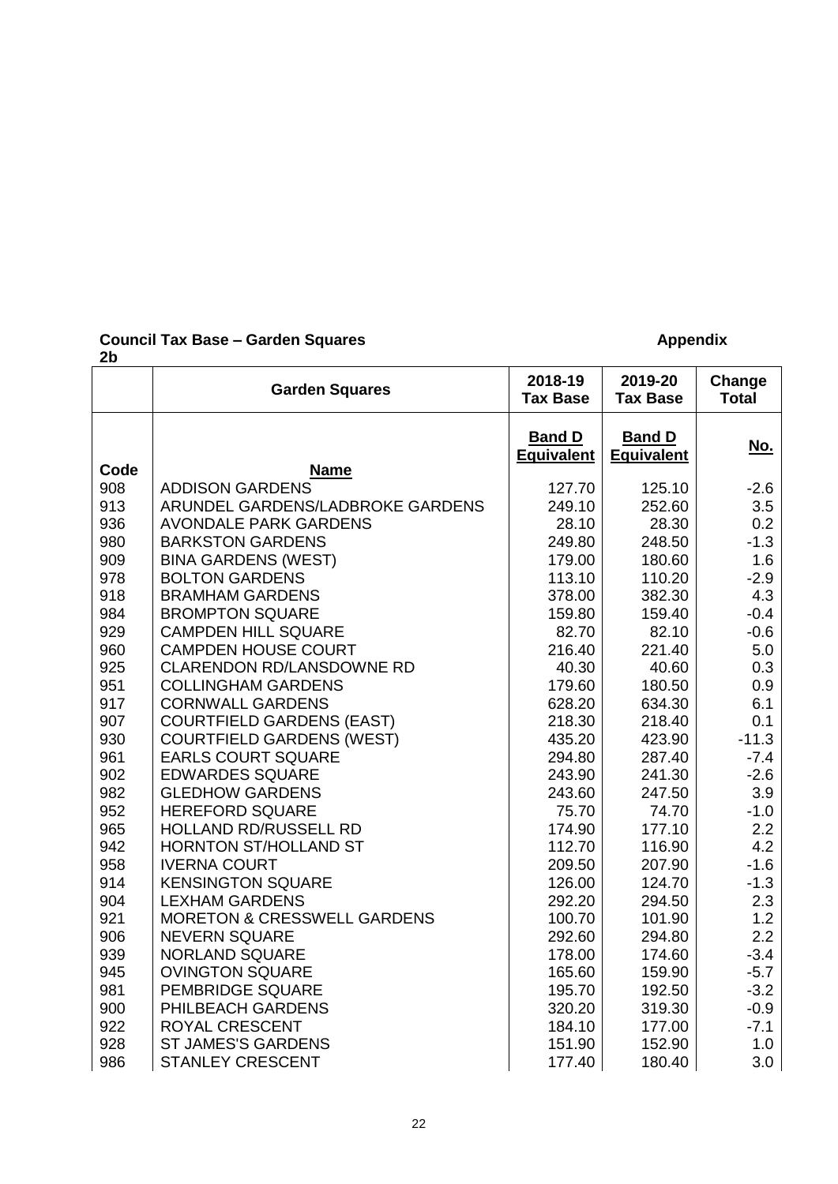**Council Tax Base – Garden Squares** **Appendix 2b**

| Code | Garden Squares<br>Name | 2018-19 Tax Base<br>Band D Equivalent | 2019-20 Tax Base<br>Band D Equivalent | Change Total<br>No. |
|---|---|---|---|---|
| 908 | ADDISON GARDENS | 127.70 | 125.10 | -2.6 |
| 913 | ARUNDEL GARDENS/LADBROKE GARDENS | 249.10 | 252.60 | 3.5 |
| 936 | AVONDALE PARK GARDENS | 28.10 | 28.30 | 0.2 |
| 980 | BARKSTON GARDENS | 249.80 | 248.50 | -1.3 |
| 909 | BINA GARDENS (WEST) | 179.00 | 180.60 | 1.6 |
| 978 | BOLTON GARDENS | 113.10 | 110.20 | -2.9 |
| 918 | BRAMHAM GARDENS | 378.00 | 382.30 | 4.3 |
| 984 | BROMPTON SQUARE | 159.80 | 159.40 | -0.4 |
| 929 | CAMPDEN HILL SQUARE | 82.70 | 82.10 | -0.6 |
| 960 | CAMPDEN HOUSE COURT | 216.40 | 221.40 | 5.0 |
| 925 | CLARENDON RD/LANSDOWNE RD | 40.30 | 40.60 | 0.3 |
| 951 | COLLINGHAM GARDENS | 179.60 | 180.50 | 0.9 |
| 917 | CORNWALL GARDENS | 628.20 | 634.30 | 6.1 |
| 907 | COURTFIELD GARDENS (EAST) | 218.30 | 218.40 | 0.1 |
| 930 | COURTFIELD GARDENS (WEST) | 435.20 | 423.90 | -11.3 |
| 961 | EARLS COURT SQUARE | 294.80 | 287.40 | -7.4 |
| 902 | EDWARDES SQUARE | 243.90 | 241.30 | -2.6 |
| 982 | GLEDHOW GARDENS | 243.60 | 247.50 | 3.9 |
| 952 | HEREFORD SQUARE | 75.70 | 74.70 | -1.0 |
| 965 | HOLLAND RD/RUSSELL RD | 174.90 | 177.10 | 2.2 |
| 942 | HORNTON ST/HOLLAND ST | 112.70 | 116.90 | 4.2 |
| 958 | IVERNA COURT | 209.50 | 207.90 | -1.6 |
| 914 | KENSINGTON SQUARE | 126.00 | 124.70 | -1.3 |
| 904 | LEXHAM GARDENS | 292.20 | 294.50 | 2.3 |
| 921 | MORETON & CRESSWELL GARDENS | 100.70 | 101.90 | 1.2 |
| 906 | NEVERN SQUARE | 292.60 | 294.80 | 2.2 |
| 939 | NORLAND SQUARE | 178.00 | 174.60 | -3.4 |
| 945 | OVINGTON SQUARE | 165.60 | 159.90 | -5.7 |
| 981 | PEMBRIDGE SQUARE | 195.70 | 192.50 | -3.2 |
| 900 | PHILBEACH GARDENS | 320.20 | 319.30 | -0.9 |
| 922 | ROYAL CRESCENT | 184.10 | 177.00 | -7.1 |
| 928 | ST JAMES'S GARDENS | 151.90 | 152.90 | 1.0 |
| 986 | STANLEY CRESCENT | 177.40 | 180.40 | 3.0 |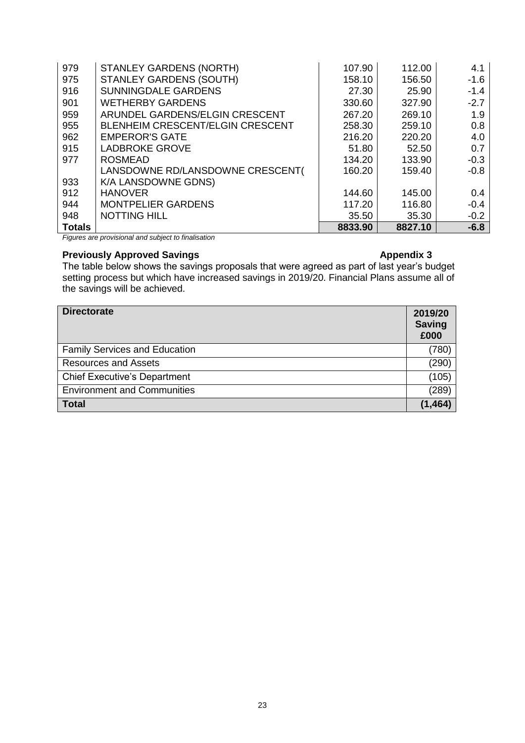| | | | | |
|---|---|---|---|---|
| 979 | STANLEY GARDENS (NORTH) | 107.90 | 112.00 | 4.1 |
| 975 | STANLEY GARDENS (SOUTH) | 158.10 | 156.50 | -1.6 |
| 916 | SUNNINGDALE GARDENS | 27.30 | 25.90 | -1.4 |
| 901 | WETHERBY GARDENS | 330.60 | 327.90 | -2.7 |
| 959 | ARUNDEL GARDENS/ELGIN CRESCENT | 267.20 | 269.10 | 1.9 |
| 955 | BLENHEIM CRESCENT/ELGIN CRESCENT | 258.30 | 259.10 | 0.8 |
| 962 | EMPEROR'S GATE | 216.20 | 220.20 | 4.0 |
| 915 | LADBROKE GROVE | 51.80 | 52.50 | 0.7 |
| 977 | ROSMEAD | 134.20 | 133.90 | -0.3 |
| 933 | LANSDOWNE RD/LANSDOWNE CRESCENT( K/A LANSDOWNE GDNS) | 160.20 | 159.40 | -0.8 |
| 912 | HANOVER | 144.60 | 145.00 | 0.4 |
| 944 | MONTPELIER GARDENS | 117.20 | 116.80 | -0.4 |
| 948 | NOTTING HILL | 35.50 | 35.30 | -0.2 |
| **Totals** | | **8833.90** | **8827.10** | **-6.8** |

*Figures are provisional and subject to finalisation*

**Previously Approved Savings** **Appendix 3**

The table below shows the savings proposals that were agreed as part of last year's budget setting process but which have increased savings in 2019/20. Financial Plans assume all of the savings will be achieved.

| **Directorate** | **2019/20 Saving £000** |
|---|---|
| Family Services and Education | (780) |
| Resources and Assets | (290) |
| Chief Executive's Department | (105) |
| Environment and Communities | (289) |
| **Total** | **(1,464)** |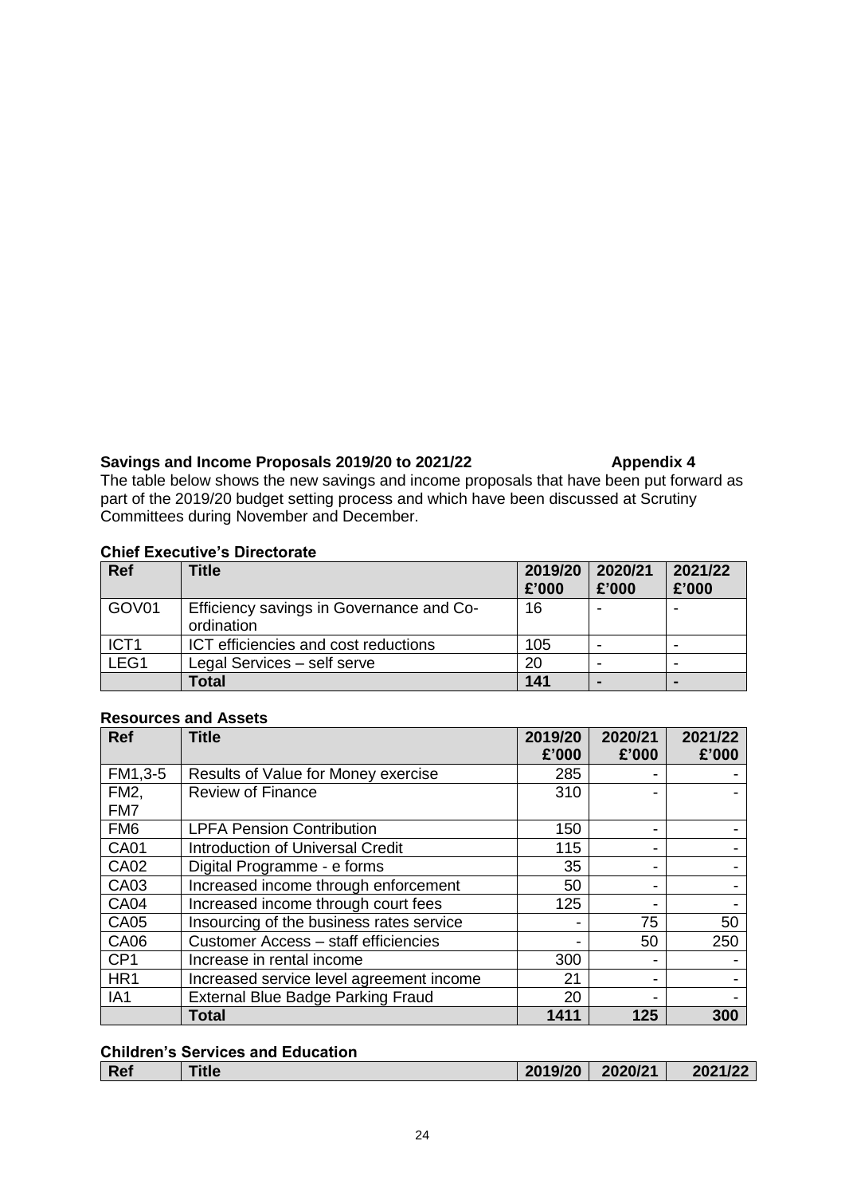**Savings and Income Proposals 2019/20 to 2021/22** **Appendix 4**

The table below shows the new savings and income proposals that have been put forward as part of the 2019/20 budget setting process and which have been discussed at Scrutiny Committees during November and December.

**Chief Executive's Directorate**

| Ref | Title | 2019/20 £'000 | 2020/21 £'000 | 2021/22 £'000 |
|---|---|---|---|---|
| GOV01 | Efficiency savings in Governance and Co-ordination | 16 | - | - |
| ICT1 | ICT efficiencies and cost reductions | 105 | - | - |
| LEG1 | Legal Services – self serve | 20 | - | - |
| | **Total** | **141** | **-** | **-** |

**Resources and Assets**

| Ref | Title | 2019/20 £'000 | 2020/21 £'000 | 2021/22 £'000 |
|---|---|---|---|---|
| FM1,3-5 | Results of Value for Money exercise | 285 | - | - |
| FM2, FM7 | Review of Finance | 310 | - | - |
| FM6 | LPFA Pension Contribution | 150 | - | - |
| CA01 | Introduction of Universal Credit | 115 | - | - |
| CA02 | Digital Programme - e forms | 35 | - | - |
| CA03 | Increased income through enforcement | 50 | - | - |
| CA04 | Increased income through court fees | 125 | - | - |
| CA05 | Insourcing of the business rates service | - | 75 | 50 |
| CA06 | Customer Access – staff efficiencies | - | 50 | 250 |
| CP1 | Increase in rental income | 300 | - | - |
| HR1 | Increased service level agreement income | 21 | - | - |
| IA1 | External Blue Badge Parking Fraud | 20 | - | - |
| | **Total** | **1411** | **125** | **300** |

**Children's Services and Education**

| Ref | Title | 2019/20 | 2020/21 | 2021/22 |
|---|---|---|---|---|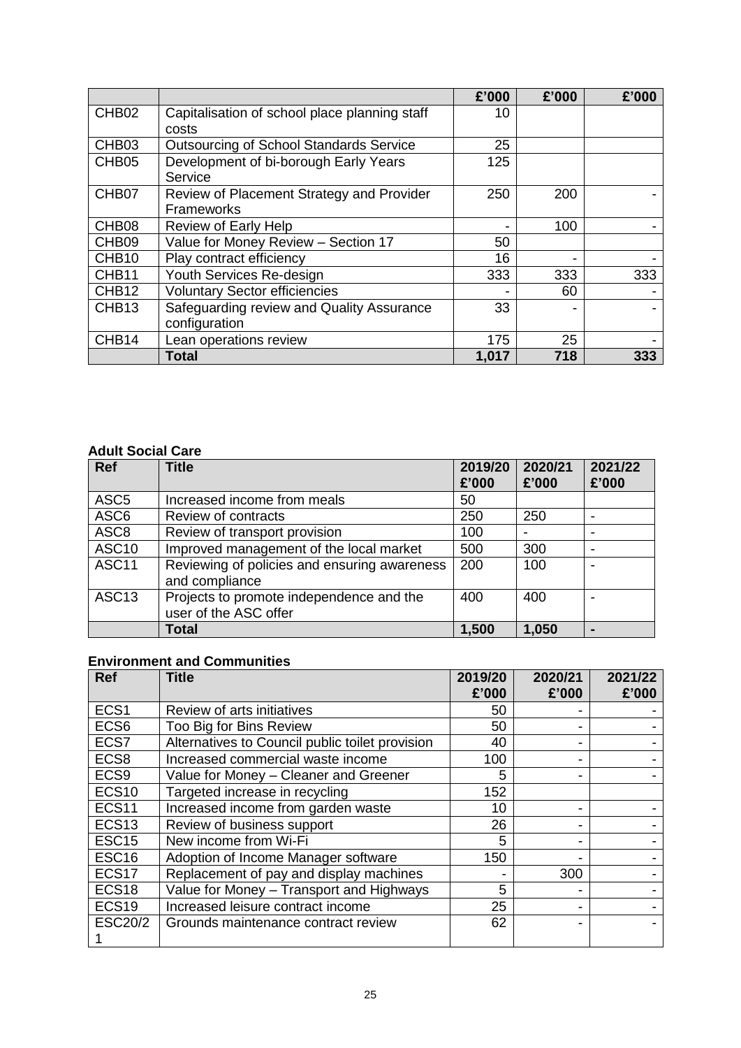| | | £'000 | £'000 | £'000 |
|---|---|---|---|---|
| CHB02 | Capitalisation of school place planning staff costs | 10 | | |
| CHB03 | Outsourcing of School Standards Service | 25 | | |
| CHB05 | Development of bi-borough Early Years Service | 125 | | |
| CHB07 | Review of Placement Strategy and Provider Frameworks | 250 | 200 | - |
| CHB08 | Review of Early Help | - | 100 | - |
| CHB09 | Value for Money Review – Section 17 | 50 | | |
| CHB10 | Play contract efficiency | 16 | - | - |
| CHB11 | Youth Services Re-design | 333 | 333 | 333 |
| CHB12 | Voluntary Sector efficiencies | - | 60 | - |
| CHB13 | Safeguarding review and Quality Assurance configuration | 33 | - | - |
| CHB14 | Lean operations review | 175 | 25 | - |
| | **Total** | **1,017** | **718** | **333** |

**Adult Social Care**

| Ref | Title | 2019/20 £'000 | 2020/21 £'000 | 2021/22 £'000 |
|---|---|---|---|---|
| ASC5 | Increased income from meals | 50 | | |
| ASC6 | Review of contracts | 250 | 250 | - |
| ASC8 | Review of transport provision | 100 | - | - |
| ASC10 | Improved management of the local market | 500 | 300 | - |
| ASC11 | Reviewing of policies and ensuring awareness and compliance | 200 | 100 | - |
| ASC13 | Projects to promote independence and the user of the ASC offer | 400 | 400 | - |
| | **Total** | **1,500** | **1,050** | **-** |

**Environment and Communities**

| Ref | Title | 2019/20 £'000 | 2020/21 £'000 | 2021/22 £'000 |
|---|---|---|---|---|
| ECS1 | Review of arts initiatives | 50 | - | - |
| ECS6 | Too Big for Bins Review | 50 | - | - |
| ECS7 | Alternatives to Council public toilet provision | 40 | - | - |
| ECS8 | Increased commercial waste income | 100 | - | - |
| ECS9 | Value for Money – Cleaner and Greener | 5 | - | - |
| ECS10 | Targeted increase in recycling | 152 | | |
| ECS11 | Increased income from garden waste | 10 | - | - |
| ECS13 | Review of business support | 26 | - | - |
| ESC15 | New income from Wi-Fi | 5 | - | - |
| ESC16 | Adoption of Income Manager software | 150 | - | - |
| ECS17 | Replacement of pay and display machines | - | 300 | - |
| ECS18 | Value for Money – Transport and Highways | 5 | - | - |
| ECS19 | Increased leisure contract income | 25 | - | - |
| ESC20/21 | Grounds maintenance contract review | 62 | - | - |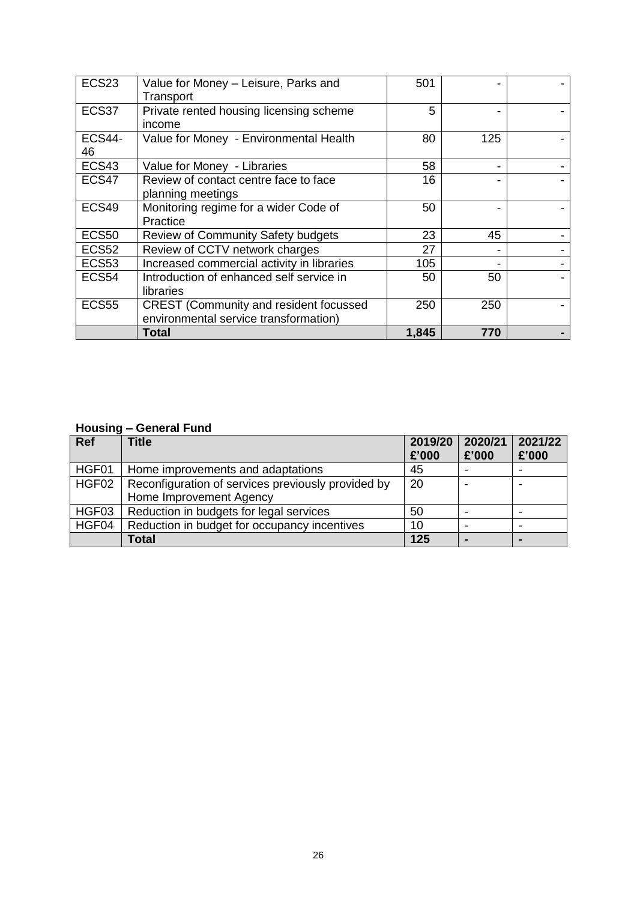| | | | | |
|---|---|---|---|---|
| ECS23 | Value for Money – Leisure, Parks and Transport | 501 | - | - |
| ECS37 | Private rented housing licensing scheme income | 5 | - | - |
| ECS44-46 | Value for Money - Environmental Health | 80 | 125 | - |
| ECS43 | Value for Money - Libraries | 58 | - | - |
| ECS47 | Review of contact centre face to face planning meetings | 16 | - | - |
| ECS49 | Monitoring regime for a wider Code of Practice | 50 | - | - |
| ECS50 | Review of Community Safety budgets | 23 | 45 | - |
| ECS52 | Review of CCTV network charges | 27 | - | - |
| ECS53 | Increased commercial activity in libraries | 105 | - | - |
| ECS54 | Introduction of enhanced self service in libraries | 50 | 50 | - |
| ECS55 | CREST (Community and resident focussed environmental service transformation) | 250 | 250 | - |
| | **Total** | **1,845** | **770** | **-** |

**Housing – General Fund**

| Ref | Title | 2019/20 £'000 | 2020/21 £'000 | 2021/22 £'000 |
|---|---|---|---|---|
| HGF01 | Home improvements and adaptations | 45 | - | - |
| HGF02 | Reconfiguration of services previously provided by Home Improvement Agency | 20 | - | - |
| HGF03 | Reduction in budgets for legal services | 50 | - | - |
| HGF04 | Reduction in budget for occupancy incentives | 10 | - | - |
| | **Total** | **125** | **-** | **-** |